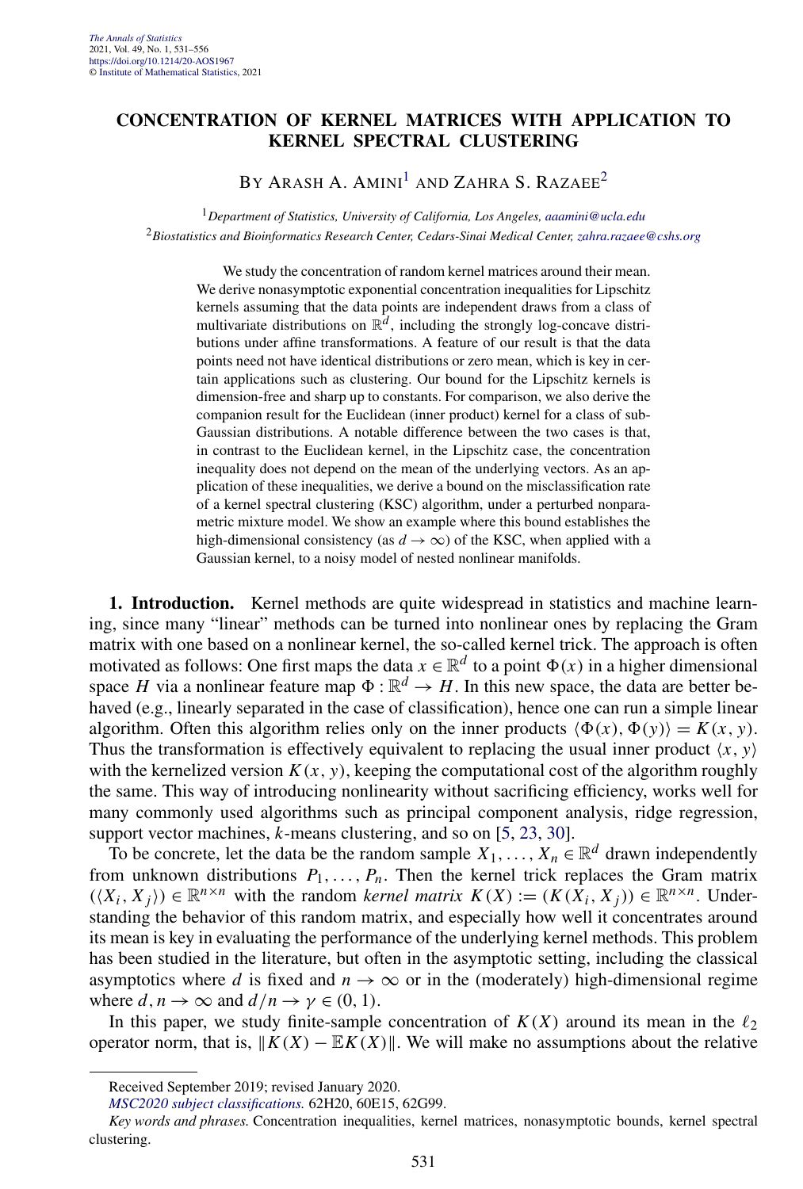# CONCENTRATION OF KERNEL MATRICES WITH APPLICATION TO KERNEL SPECTRAL CLUSTERING

BY ARASH A. AMINI[1] AND ZAHRA S. RAZAEE[2]

[1]*Department of Statistics, University of California, Los Angeles, aaamini@ucla.edu*
[2]*Biostatistics and Bioinformatics Research Center, Cedars-Sinai Medical Center, zahra.razaee@cshs.org*

We study the concentration of random kernel matrices around their mean. We derive nonasymptotic exponential concentration inequalities for Lipschitz kernels assuming that the data points are independent draws from a class of multivariate distributions on $\mathbb{R}^d$, including the strongly log-concave distributions under affine transformations. A feature of our result is that the data points need not have identical distributions or zero mean, which is key in certain applications such as clustering. Our bound for the Lipschitz kernels is dimension-free and sharp up to constants. For comparison, we also derive the companion result for the Euclidean (inner product) kernel for a class of sub-Gaussian distributions. A notable difference between the two cases is that, in contrast to the Euclidean kernel, in the Lipschitz case, the concentration inequality does not depend on the mean of the underlying vectors. As an application of these inequalities, we derive a bound on the misclassification rate of a kernel spectral clustering (KSC) algorithm, under a perturbed nonparametric mixture model. We show an example where this bound establishes the high-dimensional consistency (as $d \to \infty$) of the KSC, when applied with a Gaussian kernel, to a noisy model of nested nonlinear manifolds.

**1. Introduction.** Kernel methods are quite widespread in statistics and machine learning, since many "linear" methods can be turned into nonlinear ones by replacing the Gram matrix with one based on a nonlinear kernel, the so-called kernel trick. The approach is often motivated as follows: One first maps the data $x \in \mathbb{R}^d$ to a point $\Phi(x)$ in a higher dimensional space $H$ via a nonlinear feature map $\Phi : \mathbb{R}^d \to H$. In this new space, the data are better behaved (e.g., linearly separated in the case of classification), hence one can run a simple linear algorithm. Often this algorithm relies only on the inner products $\langle \Phi(x), \Phi(y)\rangle = K(x, y)$. Thus the transformation is effectively equivalent to replacing the usual inner product $\langle x, y\rangle$ with the kernelized version $K(x, y)$, keeping the computational cost of the algorithm roughly the same. This way of introducing nonlinearity without sacrificing efficiency, works well for many commonly used algorithms such as principal component analysis, ridge regression, support vector machines, $k$-means clustering, and so on [5, 23, 30].

To be concrete, let the data be the random sample $X_1, \dots, X_n \in \mathbb{R}^d$ drawn independently from unknown distributions $P_1, \dots, P_n$. Then the kernel trick replaces the Gram matrix $(\langle X_i, X_j\rangle) \in \mathbb{R}^{n\times n}$ with the random *kernel matrix* $K(X) := (K(X_i, X_j)) \in \mathbb{R}^{n\times n}$. Understanding the behavior of this random matrix, and especially how well it concentrates around its mean is key in evaluating the performance of the underlying kernel methods. This problem has been studied in the literature, but often in the asymptotic setting, including the classical asymptotics where $d$ is fixed and $n \to \infty$ or in the (moderately) high-dimensional regime where $d, n \to \infty$ and $d/n \to \gamma \in (0, 1)$.

In this paper, we study finite-sample concentration of $K(X)$ around its mean in the $\ell_2$ operator norm, that is, $\|K(X) - \mathbb{E}K(X)\|$. We will make no assumptions about the relative

---

Received September 2019; revised January 2020.
*MSC2020 subject classifications.* 62H20, 60E15, 62G99.
*Key words and phrases.* Concentration inequalities, kernel matrices, nonasymptotic bounds, kernel spectral clustering.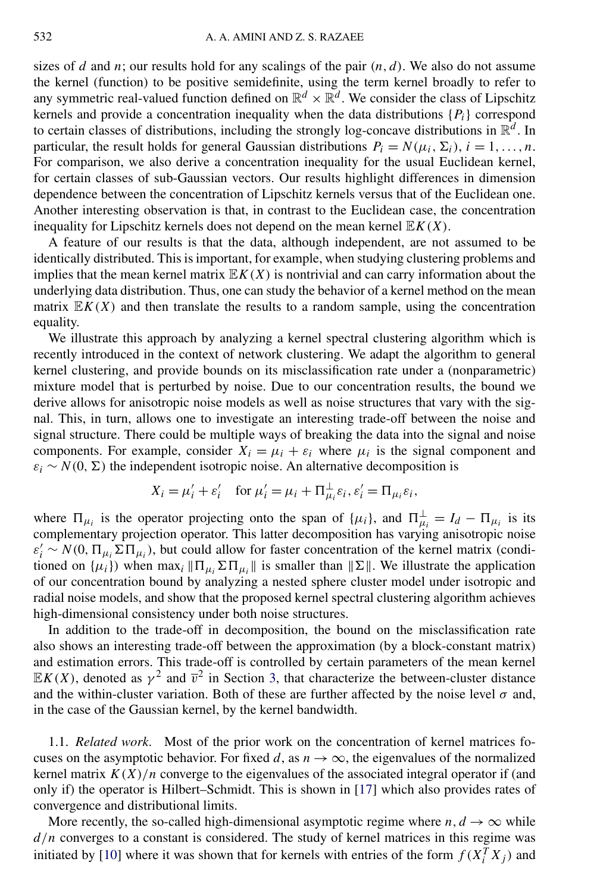sizes of $d$ and $n$; our results hold for any scalings of the pair $(n, d)$. We also do not assume the kernel (function) to be positive semidefinite, using the term kernel broadly to refer to any symmetric real-valued function defined on $\mathbb{R}^d \times \mathbb{R}^d$. We consider the class of Lipschitz kernels and provide a concentration inequality when the data distributions $\{P_i\}$ correspond to certain classes of distributions, including the strongly log-concave distributions in $\mathbb{R}^d$. In particular, the result holds for general Gaussian distributions $P_i = N(\mu_i, \Sigma_i)$, $i = 1, \dots, n$. For comparison, we also derive a concentration inequality for the usual Euclidean kernel, for certain classes of sub-Gaussian vectors. Our results highlight differences in dimension dependence between the concentration of Lipschitz kernels versus that of the Euclidean one. Another interesting observation is that, in contrast to the Euclidean case, the concentration inequality for Lipschitz kernels does not depend on the mean kernel $\mathbb{E}K(X)$.

A feature of our results is that the data, although independent, are not assumed to be identically distributed. This is important, for example, when studying clustering problems and implies that the mean kernel matrix $\mathbb{E}K(X)$ is nontrivial and can carry information about the underlying data distribution. Thus, one can study the behavior of a kernel method on the mean matrix $\mathbb{E}K(X)$ and then translate the results to a random sample, using the concentration equality.

We illustrate this approach by analyzing a kernel spectral clustering algorithm which is recently introduced in the context of network clustering. We adapt the algorithm to general kernel clustering, and provide bounds on its misclassification rate under a (nonparametric) mixture model that is perturbed by noise. Due to our concentration results, the bound we derive allows for anisotropic noise models as well as noise structures that vary with the signal. This, in turn, allows one to investigate an interesting trade-off between the noise and signal structure. There could be multiple ways of breaking the data into the signal and noise components. For example, consider $X_i = \mu_i + \varepsilon_i$ where $\mu_i$ is the signal component and $\varepsilon_i \sim N(0, \Sigma)$ the independent isotropic noise. An alternative decomposition is

$$X_i = \mu_i' + \varepsilon_i' \quad \text{for } \mu_i' = \mu_i + \Pi_{\mu_i}^{\perp} \varepsilon_i, \varepsilon_i' = \Pi_{\mu_i} \varepsilon_i,$$

where $\Pi_{\mu_i}$ is the operator projecting onto the span of $\{\mu_i\}$, and $\Pi_{\mu_i}^{\perp} = I_d - \Pi_{\mu_i}$ is its complementary projection operator. This latter decomposition has varying anisotropic noise $\varepsilon_i' \sim N(0, \Pi_{\mu_i} \Sigma \Pi_{\mu_i})$, but could allow for faster concentration of the kernel matrix (conditioned on $\{\mu_i\}$) when $\max_i \|\Pi_{\mu_i} \Sigma \Pi_{\mu_i}\|$ is smaller than $\|\Sigma\|$. We illustrate the application of our concentration bound by analyzing a nested sphere cluster model under isotropic and radial noise models, and show that the proposed kernel spectral clustering algorithm achieves high-dimensional consistency under both noise structures.

In addition to the trade-off in decomposition, the bound on the misclassification rate also shows an interesting trade-off between the approximation (by a block-constant matrix) and estimation errors. This trade-off is controlled by certain parameters of the mean kernel $\mathbb{E}K(X)$, denoted as $\gamma^2$ and $\overline{v}^2$ in Section 3, that characterize the between-cluster distance and the within-cluster variation. Both of these are further affected by the noise level $\sigma$ and, in the case of the Gaussian kernel, by the kernel bandwidth.

1.1. *Related work*. Most of the prior work on the concentration of kernel matrices focuses on the asymptotic behavior. For fixed $d$, as $n \to \infty$, the eigenvalues of the normalized kernel matrix $K(X)/n$ converge to the eigenvalues of the associated integral operator if (and only if) the operator is Hilbert–Schmidt. This is shown in [17] which also provides rates of convergence and distributional limits.

More recently, the so-called high-dimensional asymptotic regime where $n, d \to \infty$ while $d/n$ converges to a constant is considered. The study of kernel matrices in this regime was initiated by [10] where it was shown that for kernels with entries of the form $f(X_i^T X_j)$ and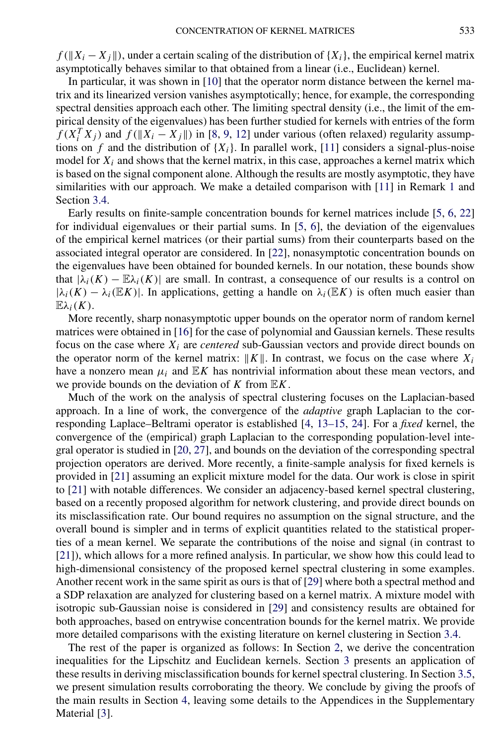$f(\|X_i - X_j\|)$, under a certain scaling of the distribution of $\{X_i\}$, the empirical kernel matrix asymptotically behaves similar to that obtained from a linear (i.e., Euclidean) kernel.

In particular, it was shown in [10] that the operator norm distance between the kernel matrix and its linearized version vanishes asymptotically; hence, for example, the corresponding spectral densities approach each other. The limiting spectral density (i.e., the limit of the empirical density of the eigenvalues) has been further studied for kernels with entries of the form $f(X_i^T X_j)$ and $f(\|X_i - X_j\|)$ in [8, 9, 12] under various (often relaxed) regularity assumptions on $f$ and the distribution of $\{X_i\}$. In parallel work, [11] considers a signal-plus-noise model for $X_i$ and shows that the kernel matrix, in this case, approaches a kernel matrix which is based on the signal component alone. Although the results are mostly asymptotic, they have similarities with our approach. We make a detailed comparison with [11] in Remark 1 and Section 3.4.

Early results on finite-sample concentration bounds for kernel matrices include [5, 6, 22] for individual eigenvalues or their partial sums. In [5, 6], the deviation of the eigenvalues of the empirical kernel matrices (or their partial sums) from their counterparts based on the associated integral operator are considered. In [22], nonasymptotic concentration bounds on the eigenvalues have been obtained for bounded kernels. In our notation, these bounds show that $|\lambda_i(K) - \mathbb{E}\lambda_i(K)|$ are small. In contrast, a consequence of our results is a control on $|\lambda_i(K) - \lambda_i(\mathbb{E}K)|$. In applications, getting a handle on $\lambda_i(\mathbb{E}K)$ is often much easier than $\mathbb{E}\lambda_i(K)$.

More recently, sharp nonasymptotic upper bounds on the operator norm of random kernel matrices were obtained in [16] for the case of polynomial and Gaussian kernels. These results focus on the case where $X_i$ are *centered* sub-Gaussian vectors and provide direct bounds on the operator norm of the kernel matrix: $\|K\|$. In contrast, we focus on the case where $X_i$ have a nonzero mean $\mu_i$ and $\mathbb{E}K$ has nontrivial information about these mean vectors, and we provide bounds on the deviation of $K$ from $\mathbb{E}K$.

Much of the work on the analysis of spectral clustering focuses on the Laplacian-based approach. In a line of work, the convergence of the *adaptive* graph Laplacian to the corresponding Laplace–Beltrami operator is established [4, 13–15, 24]. For a *fixed* kernel, the convergence of the (empirical) graph Laplacian to the corresponding population-level integral operator is studied in [20, 27], and bounds on the deviation of the corresponding spectral projection operators are derived. More recently, a finite-sample analysis for fixed kernels is provided in [21] assuming an explicit mixture model for the data. Our work is close in spirit to [21] with notable differences. We consider an adjacency-based kernel spectral clustering, based on a recently proposed algorithm for network clustering, and provide direct bounds on its misclassification rate. Our bound requires no assumption on the signal structure, and the overall bound is simpler and in terms of explicit quantities related to the statistical properties of a mean kernel. We separate the contributions of the noise and signal (in contrast to [21]), which allows for a more refined analysis. In particular, we show how this could lead to high-dimensional consistency of the proposed kernel spectral clustering in some examples. Another recent work in the same spirit as ours is that of [29] where both a spectral method and a SDP relaxation are analyzed for clustering based on a kernel matrix. A mixture model with isotropic sub-Gaussian noise is considered in [29] and consistency results are obtained for both approaches, based on entrywise concentration bounds for the kernel matrix. We provide more detailed comparisons with the existing literature on kernel clustering in Section 3.4.

The rest of the paper is organized as follows: In Section 2, we derive the concentration inequalities for the Lipschitz and Euclidean kernels. Section 3 presents an application of these results in deriving misclassification bounds for kernel spectral clustering. In Section 3.5, we present simulation results corroborating the theory. We conclude by giving the proofs of the main results in Section 4, leaving some details to the Appendices in the Supplementary Material [3].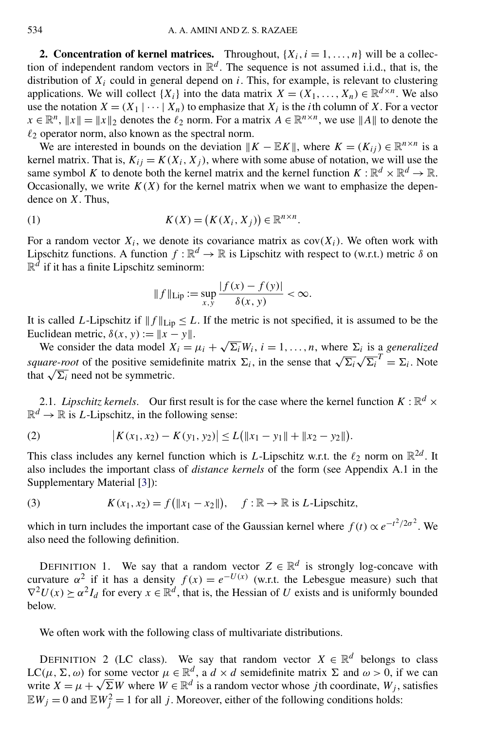## 2. Concentration of kernel matrices.

Throughout, $\{X_i, i = 1, \dots, n\}$ will be a collection of independent random vectors in $\mathbb{R}^d$. The sequence is not assumed i.i.d., that is, the distribution of $X_i$ could in general depend on $i$. This, for example, is relevant to clustering applications. We will collect $\{X_i\}$ into the data matrix $X = (X_1, \dots, X_n) \in \mathbb{R}^{d \times n}$. We also use the notation $X = (X_1 \mid \cdots \mid X_n)$ to emphasize that $X_i$ is the $i$th column of $X$. For a vector $x \in \mathbb{R}^n$, $\|x\| = \|x\|_2$ denotes the $\ell_2$ norm. For a matrix $A \in \mathbb{R}^{n \times n}$, we use $\|A\|$ to denote the $\ell_2$ operator norm, also known as the spectral norm.

We are interested in bounds on the deviation $\|K - \mathbb{E}K\|$, where $K = (K_{ij}) \in \mathbb{R}^{n \times n}$ is a kernel matrix. That is, $K_{ij} = K(X_i, X_j)$, where with some abuse of notation, we will use the same symbol $K$ to denote both the kernel matrix and the kernel function $K : \mathbb{R}^d \times \mathbb{R}^d \to \mathbb{R}$. Occasionally, we write $K(X)$ for the kernel matrix when we want to emphasize the dependence on $X$. Thus,

$$K(X) = \big(K(X_i, X_j)\big) \in \mathbb{R}^{n \times n}. \tag{1}$$

For a random vector $X_i$, we denote its covariance matrix as $\operatorname{cov}(X_i)$. We often work with Lipschitz functions. A function $f : \mathbb{R}^d \to \mathbb{R}$ is Lipschitz with respect to (w.r.t.) metric $\delta$ on $\mathbb{R}^d$ if it has a finite Lipschitz seminorm:

$$\|f\|_{\text{Lip}} := \sup_{x,y} \frac{|f(x) - f(y)|}{\delta(x, y)} < \infty.$$

It is called $L$-Lipschitz if $\|f\|_{\text{Lip}} \le L$. If the metric is not specified, it is assumed to be the Euclidean metric, $\delta(x, y) := \|x - y\|$.

We consider the data model $X_i = \mu_i + \sqrt{\Sigma_i} W_i$, $i = 1, \dots, n$, where $\Sigma_i$ is a *generalized square-root* of the positive semidefinite matrix $\Sigma_i$, in the sense that $\sqrt{\Sigma_i}\sqrt{\Sigma_i}^T = \Sigma_i$. Note that $\sqrt{\Sigma_i}$ need not be symmetric.

### 2.1. *Lipschitz kernels*.

Our first result is for the case where the kernel function $K : \mathbb{R}^d \times \mathbb{R}^d \to \mathbb{R}$ is $L$-Lipschitz, in the following sense:

$$\big|K(x_1, x_2) - K(y_1, y_2)\big| \le L\big(\|x_1 - y_1\| + \|x_2 - y_2\|\big). \tag{2}$$

This class includes any kernel function which is $L$-Lipschitz w.r.t. the $\ell_2$ norm on $\mathbb{R}^{2d}$. It also includes the important class of *distance kernels* of the form (see Appendix A.1 in the Supplementary Material [3]):

$$K(x_1, x_2) = f\big(\|x_1 - x_2\|\big), \quad f : \mathbb{R} \to \mathbb{R} \text{ is } L\text{-Lipschitz}, \tag{3}$$

which in turn includes the important case of the Gaussian kernel where $f(t) \propto e^{-t^2/2\sigma^2}$. We also need the following definition.

DEFINITION 1. We say that a random vector $Z \in \mathbb{R}^d$ is strongly log-concave with curvature $\alpha^2$ if it has a density $f(x) = e^{-U(x)}$ (w.r.t. the Lebesgue measure) such that $\nabla^2 U(x) \succeq \alpha^2 I_d$ for every $x \in \mathbb{R}^d$, that is, the Hessian of $U$ exists and is uniformly bounded below.

We often work with the following class of multivariate distributions.

DEFINITION 2 (LC class). We say that random vector $X \in \mathbb{R}^d$ belongs to class $\text{LC}(\mu, \Sigma, \omega)$ for some vector $\mu \in \mathbb{R}^d$, a $d \times d$ semidefinite matrix $\Sigma$ and $\omega > 0$, if we can write $X = \mu + \sqrt{\Sigma} W$ where $W \in \mathbb{R}^d$ is a random vector whose $j$th coordinate, $W_j$, satisfies $\mathbb{E}W_j = 0$ and $\mathbb{E}W_j^2 = 1$ for all $j$. Moreover, either of the following conditions holds: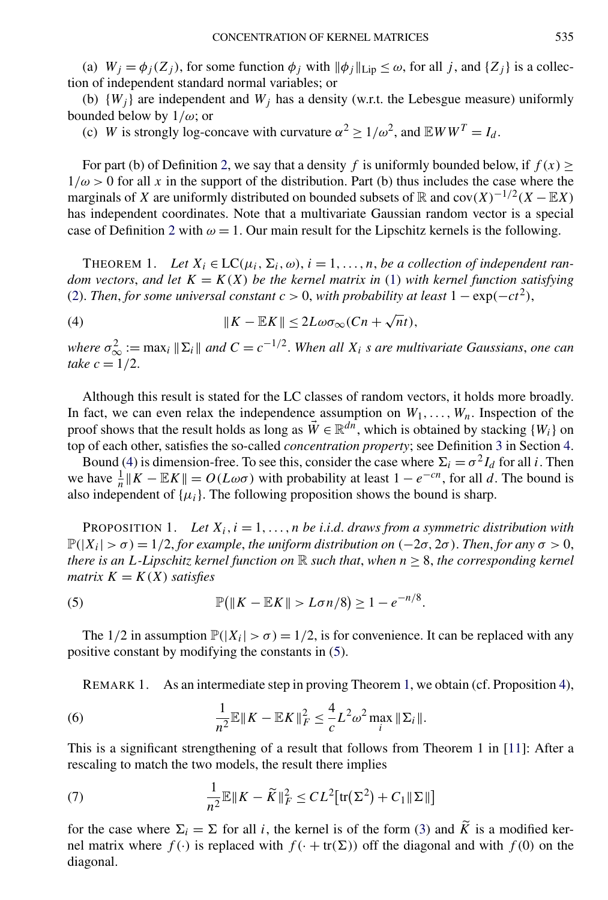(a) $W_j = \phi_j(Z_j)$, for some function $\phi_j$ with $\|\phi_j\|_{\text{Lip}} \le \omega$, for all $j$, and $\{Z_j\}$ is a collection of independent standard normal variables; or

(b) $\{W_j\}$ are independent and $W_j$ has a density (w.r.t. the Lebesgue measure) uniformly bounded below by $1/\omega$; or

(c) $W$ is strongly log-concave with curvature $\alpha^2 \ge 1/\omega^2$, and $\mathbb{E}WW^T = I_d$.

For part (b) of Definition 2, we say that a density $f$ is uniformly bounded below, if $f(x) \ge 1/\omega > 0$ for all $x$ in the support of the distribution. Part (b) thus includes the case where the marginals of $X$ are uniformly distributed on bounded subsets of $\mathbb{R}$ and $\text{cov}(X)^{-1/2}(X - \mathbb{E}X)$ has independent coordinates. Note that a multivariate Gaussian random vector is a special case of Definition 2 with $\omega = 1$. Our main result for the Lipschitz kernels is the following.

THEOREM 1. *Let $X_i \in \text{LC}(\mu_i, \Sigma_i, \omega)$, $i = 1, \dots, n$, be a collection of independent random vectors, and let $K = K(X)$ be the kernel matrix in (1) with kernel function satisfying (2). Then, for some universal constant $c > 0$, with probability at least $1 - \exp(-ct^2)$,*

$$\|K - \mathbb{E}K\| \le 2L\omega\sigma_\infty(Cn + \sqrt{n}t), \tag{4}$$

*where $\sigma_\infty^2 := \max_i \|\Sigma_i\|$ and $C = c^{-1/2}$. When all $X_i$ s are multivariate Gaussians, one can take $c = 1/2$.*

Although this result is stated for the LC classes of random vectors, it holds more broadly. In fact, we can even relax the independence assumption on $W_1, \dots, W_n$. Inspection of the proof shows that the result holds as long as $\vec{W} \in \mathbb{R}^{dn}$, which is obtained by stacking $\{W_i\}$ on top of each other, satisfies the so-called *concentration property*; see Definition 3 in Section 4.

Bound (4) is dimension-free. To see this, consider the case where $\Sigma_i = \sigma^2 I_d$ for all $i$. Then we have $\frac{1}{n}\|K - \mathbb{E}K\| = O(L\omega\sigma)$ with probability at least $1 - e^{-cn}$, for all $d$. The bound is also independent of $\{\mu_i\}$. The following proposition shows the bound is sharp.

PROPOSITION 1. *Let $X_i$, $i = 1, \dots, n$ be i.i.d. draws from a symmetric distribution with $\mathbb{P}(|X_i| > \sigma) = 1/2$, for example, the uniform distribution on $(-2\sigma, 2\sigma)$. Then, for any $\sigma > 0$, there is an $L$-Lipschitz kernel function on $\mathbb{R}$ such that, when $n \ge 8$, the corresponding kernel matrix $K = K(X)$ satisfies*

$$\mathbb{P}(\|K - \mathbb{E}K\| > L\sigma n/8) \ge 1 - e^{-n/8}. \tag{5}$$

The 1/2 in assumption $\mathbb{P}(|X_i| > \sigma) = 1/2$, is for convenience. It can be replaced with any positive constant by modifying the constants in (5).

REMARK 1. As an intermediate step in proving Theorem 1, we obtain (cf. Proposition 4),

$$\frac{1}{n^2}\mathbb{E}\|K - \mathbb{E}K\|_F^2 \le \frac{4}{c}L^2\omega^2 \max_i \|\Sigma_i\|. \tag{6}$$

This is a significant strengthening of a result that follows from Theorem 1 in [11]: After a rescaling to match the two models, the result there implies

$$\frac{1}{n^2}\mathbb{E}\|K - \widetilde{K}\|_F^2 \le CL^2\big[\text{tr}(\Sigma^2) + C_1\|\Sigma\|\big] \tag{7}$$

for the case where $\Sigma_i = \Sigma$ for all $i$, the kernel is of the form (3) and $\widetilde{K}$ is a modified kernel matrix where $f(\cdot)$ is replaced with $f(\cdot + \text{tr}(\Sigma))$ off the diagonal and with $f(0)$ on the diagonal.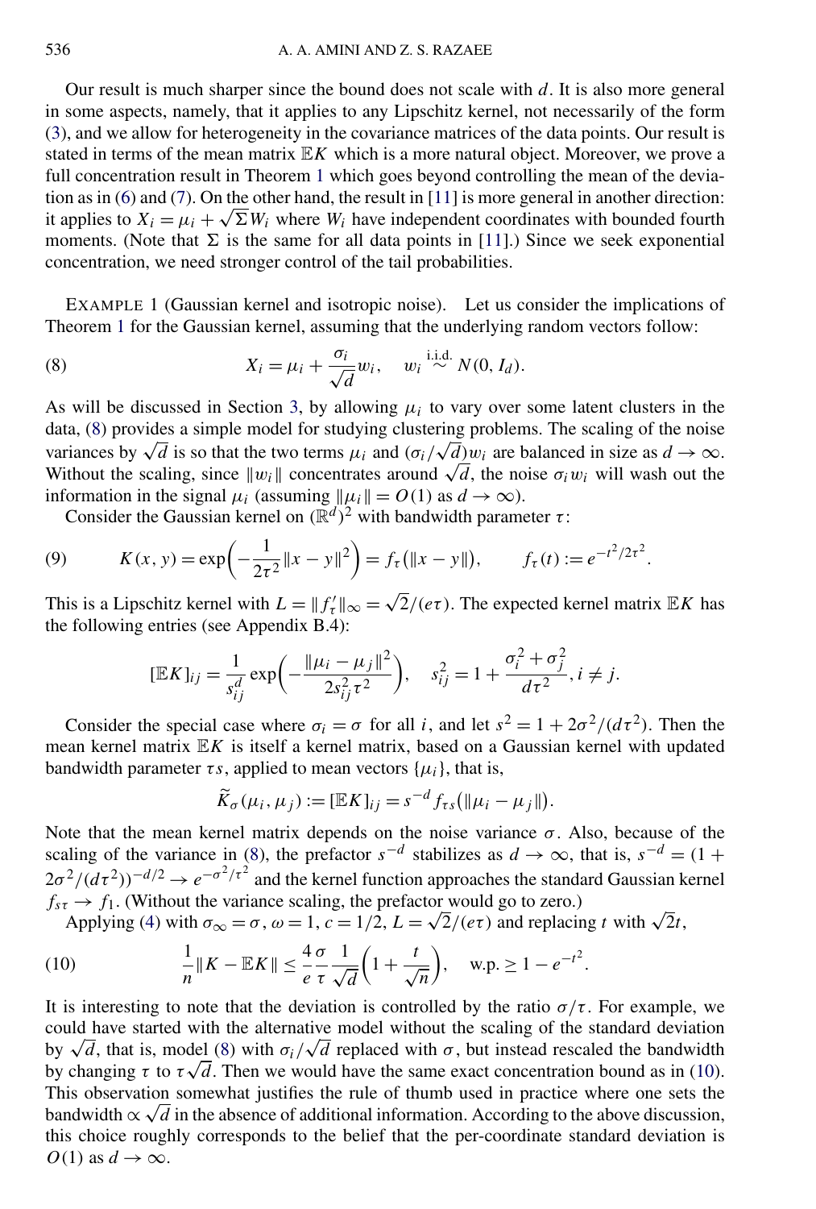Our result is much sharper since the bound does not scale with $d$. It is also more general in some aspects, namely, that it applies to any Lipschitz kernel, not necessarily of the form (3), and we allow for heterogeneity in the covariance matrices of the data points. Our result is stated in terms of the mean matrix $\mathbb{E}K$ which is a more natural object. Moreover, we prove a full concentration result in Theorem 1 which goes beyond controlling the mean of the deviation as in (6) and (7). On the other hand, the result in [11] is more general in another direction: it applies to $X_i = \mu_i + \sqrt{\Sigma} W_i$ where $W_i$ have independent coordinates with bounded fourth moments. (Note that $\Sigma$ is the same for all data points in [11].) Since we seek exponential concentration, we need stronger control of the tail probabilities.

EXAMPLE 1 (Gaussian kernel and isotropic noise). Let us consider the implications of Theorem 1 for the Gaussian kernel, assuming that the underlying random vectors follow:

$$X_i = \mu_i + \frac{\sigma_i}{\sqrt{d}} w_i, \quad w_i \overset{\text{i.i.d.}}{\sim} N(0, I_d). \tag{8}$$

As will be discussed in Section 3, by allowing $\mu_i$ to vary over some latent clusters in the data, (8) provides a simple model for studying clustering problems. The scaling of the noise variances by $\sqrt{d}$ is so that the two terms $\mu_i$ and $(\sigma_i/\sqrt{d})w_i$ are balanced in size as $d \to \infty$. Without the scaling, since $\|w_i\|$ concentrates around $\sqrt{d}$, the noise $\sigma_i w_i$ will wash out the information in the signal $\mu_i$ (assuming $\|\mu_i\| = O(1)$ as $d \to \infty$).

Consider the Gaussian kernel on $(\mathbb{R}^d)^2$ with bandwidth parameter $\tau$:

$$K(x, y) = \exp\left(-\frac{1}{2\tau^2}\|x - y\|^2\right) = f_\tau(\|x - y\|), \qquad f_\tau(t) := e^{-t^2/2\tau^2}. \tag{9}$$

This is a Lipschitz kernel with $L = \|f'_\tau\|_\infty = \sqrt{2}/(e\tau)$. The expected kernel matrix $\mathbb{E}K$ has the following entries (see Appendix B.4):

$$[\mathbb{E}K]_{ij} = \frac{1}{s_{ij}^d} \exp\left(-\frac{\|\mu_i - \mu_j\|^2}{2s_{ij}^2\tau^2}\right), \quad s_{ij}^2 = 1 + \frac{\sigma_i^2 + \sigma_j^2}{d\tau^2}, i \neq j.$$

Consider the special case where $\sigma_i = \sigma$ for all $i$, and let $s^2 = 1 + 2\sigma^2/(d\tau^2)$. Then the mean kernel matrix $\mathbb{E}K$ is itself a kernel matrix, based on a Gaussian kernel with updated bandwidth parameter $\tau s$, applied to mean vectors $\{\mu_i\}$, that is,

$$\widetilde{K}_\sigma(\mu_i, \mu_j) := [\mathbb{E}K]_{ij} = s^{-d} f_{\tau s}(\|\mu_i - \mu_j\|).$$

Note that the mean kernel matrix depends on the noise variance $\sigma$. Also, because of the scaling of the variance in (8), the prefactor $s^{-d}$ stabilizes as $d \to \infty$, that is, $s^{-d} = (1 + 2\sigma^2/(d\tau^2))^{-d/2} \to e^{-\sigma^2/\tau^2}$ and the kernel function approaches the standard Gaussian kernel $f_{s\tau} \to f_1$. (Without the variance scaling, the prefactor would go to zero.)

Applying (4) with $\sigma_\infty = \sigma$, $\omega = 1$, $c = 1/2$, $L = \sqrt{2}/(e\tau)$ and replacing $t$ with $\sqrt{2}t$,

$$\frac{1}{n}\|K - \mathbb{E}K\| \leq \frac{4}{e}\frac{\sigma}{\tau}\frac{1}{\sqrt{d}}\left(1 + \frac{t}{\sqrt{n}}\right), \quad \text{w.p.} \geq 1 - e^{-t^2}. \tag{10}$$

It is interesting to note that the deviation is controlled by the ratio $\sigma/\tau$. For example, we could have started with the alternative model without the scaling of the standard deviation by $\sqrt{d}$, that is, model (8) with $\sigma_i/\sqrt{d}$ replaced with $\sigma$, but instead rescaled the bandwidth by changing $\tau$ to $\tau\sqrt{d}$. Then we would have the same exact concentration bound as in (10). This observation somewhat justifies the rule of thumb used in practice where one sets the bandwidth $\propto \sqrt{d}$ in the absence of additional information. According to the above discussion, this choice roughly corresponds to the belief that the per-coordinate standard deviation is $O(1)$ as $d \to \infty$.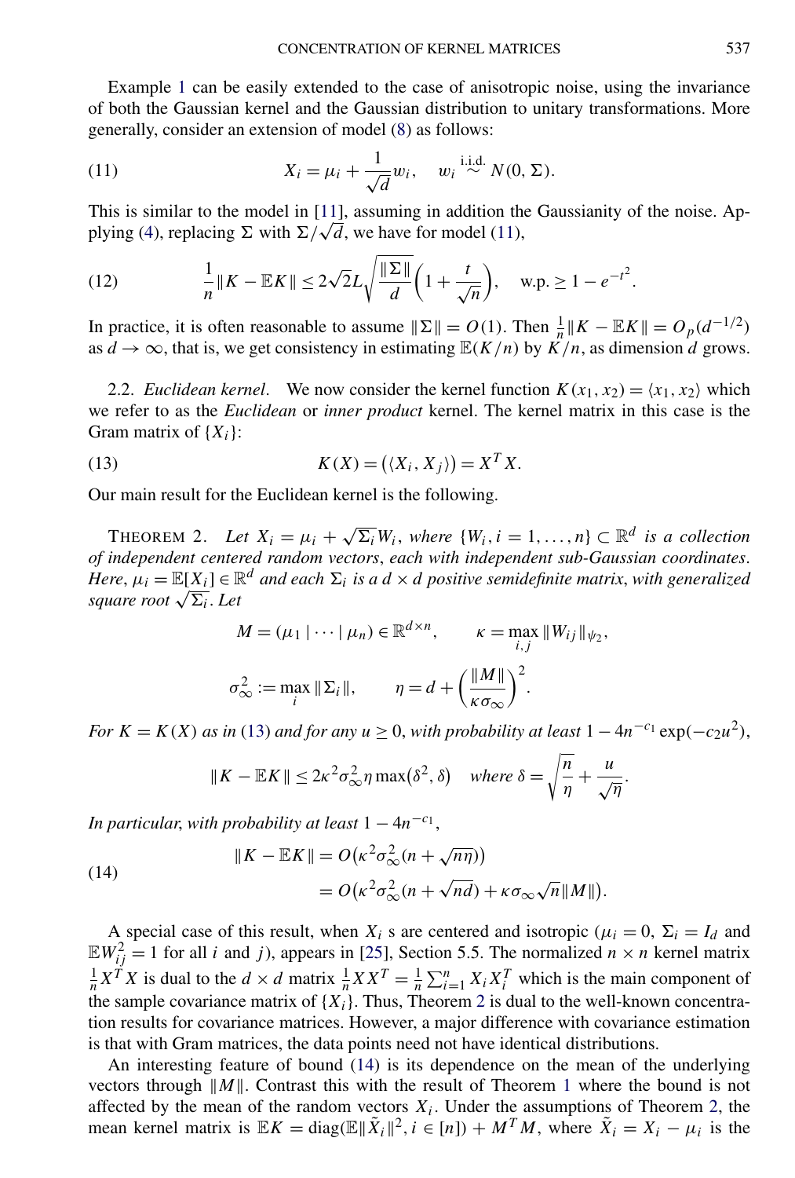Example 1 can be easily extended to the case of anisotropic noise, using the invariance of both the Gaussian kernel and the Gaussian distribution to unitary transformations. More generally, consider an extension of model (8) as follows:

$$X_i = \mu_i + \frac{1}{\sqrt{d}} w_i, \quad w_i \overset{\text{i.i.d.}}{\sim} N(0, \Sigma). \tag{11}$$

This is similar to the model in [11], assuming in addition the Gaussianity of the noise. Applying (4), replacing $\Sigma$ with $\Sigma/\sqrt{d}$, we have for model (11),

$$\frac{1}{n}\|K - \mathbb{E}K\| \le 2\sqrt{2}L\sqrt{\frac{\|\Sigma\|}{d}}\left(1 + \frac{t}{\sqrt{n}}\right), \quad \text{w.p.} \ge 1 - e^{-t^2}. \tag{12}$$

In practice, it is often reasonable to assume $\|\Sigma\| = O(1)$. Then $\frac{1}{n}\|K - \mathbb{E}K\| = O_p(d^{-1/2})$ as $d \to \infty$, that is, we get consistency in estimating $\mathbb{E}(K/n)$ by $K/n$, as dimension $d$ grows.

2.2. *Euclidean kernel*. We now consider the kernel function $K(x_1, x_2) = \langle x_1, x_2 \rangle$ which we refer to as the *Euclidean* or *inner product* kernel. The kernel matrix in this case is the Gram matrix of $\{X_i\}$:

$$K(X) = (\langle X_i, X_j \rangle) = X^T X. \tag{13}$$

Our main result for the Euclidean kernel is the following.

THEOREM 2. *Let $X_i = \mu_i + \sqrt{\Sigma_i} W_i$, where $\{W_i, i = 1, \dots, n\} \subset \mathbb{R}^d$ is a collection of independent centered random vectors, each with independent sub-Gaussian coordinates. Here, $\mu_i = \mathbb{E}[X_i] \in \mathbb{R}^d$ and each $\Sigma_i$ is a $d \times d$ positive semidefinite matrix, with generalized square root $\sqrt{\Sigma_i}$. Let*

$$M = (\mu_1 \mid \cdots \mid \mu_n) \in \mathbb{R}^{d \times n}, \qquad \kappa = \max_{i,j} \|W_{ij}\|_{\psi_2},$$

$$\sigma_\infty^2 := \max_i \|\Sigma_i\|, \qquad \eta = d + \left(\frac{\|M\|}{\kappa \sigma_\infty}\right)^2.$$

*For $K = K(X)$ as in (13) and for any $u \ge 0$, with probability at least $1 - 4n^{-c_1}\exp(-c_2 u^2)$,*

$$\|K - \mathbb{E}K\| \le 2\kappa^2 \sigma_\infty^2 \eta \max(\delta^2, \delta) \quad \textit{where } \delta = \sqrt{\frac{n}{\eta}} + \frac{u}{\sqrt{\eta}}.$$

*In particular, with probability at least $1 - 4n^{-c_1}$,*

$$\begin{aligned} \|K - \mathbb{E}K\| &= O(\kappa^2 \sigma_\infty^2 (n + \sqrt{n\eta})) \\ &= O(\kappa^2 \sigma_\infty^2 (n + \sqrt{nd}) + \kappa \sigma_\infty \sqrt{n}\|M\|). \end{aligned} \tag{14}$$

A special case of this result, when $X_i$ s are centered and isotropic ($\mu_i = 0$, $\Sigma_i = I_d$ and $\mathbb{E}W_{ij}^2 = 1$ for all $i$ and $j$), appears in [25], Section 5.5. The normalized $n \times n$ kernel matrix $\frac{1}{n}X^T X$ is dual to the $d \times d$ matrix $\frac{1}{n}XX^T = \frac{1}{n}\sum_{i=1}^n X_i X_i^T$ which is the main component of the sample covariance matrix of $\{X_i\}$. Thus, Theorem 2 is dual to the well-known concentration results for covariance matrices. However, a major difference with covariance estimation is that with Gram matrices, the data points need not have identical distributions.

An interesting feature of bound (14) is its dependence on the mean of the underlying vectors through $\|M\|$. Contrast this with the result of Theorem 1 where the bound is not affected by the mean of the random vectors $X_i$. Under the assumptions of Theorem 2, the mean kernel matrix is $\mathbb{E}K = \operatorname{diag}(\mathbb{E}\|\tilde{X}_i\|^2, i \in [n]) + M^T M$, where $\tilde{X}_i = X_i - \mu_i$ is the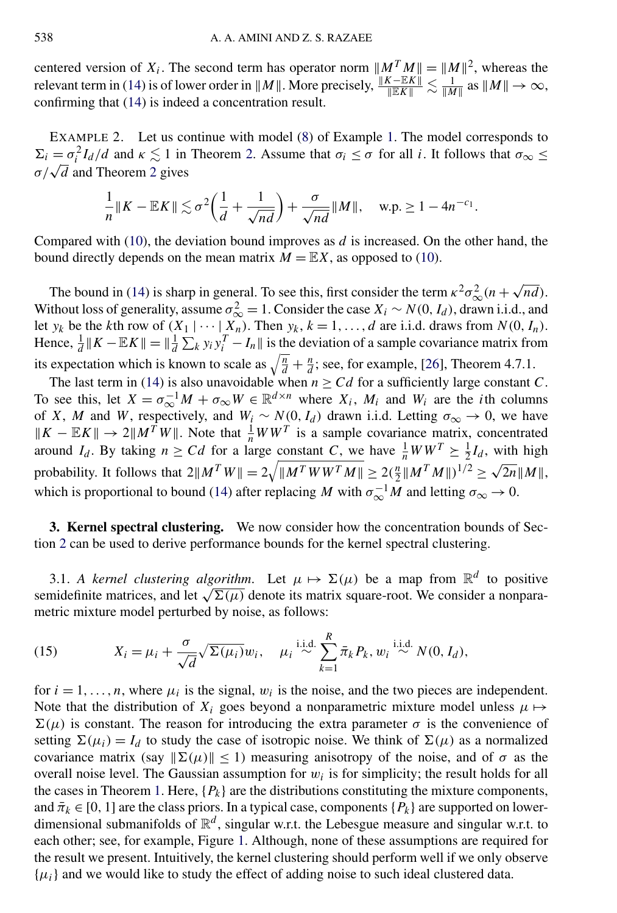centered version of $X_i$. The second term has operator norm $\|M^TM\| = \|M\|^2$, whereas the relevant term in (14) is of lower order in $\|M\|$. More precisely, $\frac{\|K-\mathbb{E}K\|}{\|\mathbb{E}K\|} \lesssim \frac{1}{\|M\|}$ as $\|M\| \to \infty$, confirming that (14) is indeed a concentration result.

EXAMPLE 2. Let us continue with model (8) of Example 1. The model corresponds to $\Sigma_i = \sigma_i^2 I_d/d$ and $\kappa \lesssim 1$ in Theorem 2. Assume that $\sigma_i \le \sigma$ for all $i$. It follows that $\sigma_\infty \le \sigma/\sqrt{d}$ and Theorem 2 gives

$$\frac{1}{n}\|K - \mathbb{E}K\| \lesssim \sigma^2\left(\frac{1}{d} + \frac{1}{\sqrt{nd}}\right) + \frac{\sigma}{\sqrt{nd}}\|M\|, \quad \text{w.p.} \ge 1 - 4n^{-c_1}.$$

Compared with (10), the deviation bound improves as $d$ is increased. On the other hand, the bound directly depends on the mean matrix $M = \mathbb{E}X$, as opposed to (10).

The bound in (14) is sharp in general. To see this, first consider the term $\kappa^2\sigma_\infty^2(n + \sqrt{nd})$. Without loss of generality, assume $\sigma_\infty^2 = 1$. Consider the case $X_i \sim N(0, I_d)$, drawn i.i.d., and let $y_k$ be the $k$th row of $(X_1 \mid \cdots \mid X_n)$. Then $y_k$, $k = 1, \dots, d$ are i.i.d. draws from $N(0, I_n)$. Hence, $\frac{1}{d}\|K - \mathbb{E}K\| = \|\frac{1}{d}\sum_k y_i y_i^T - I_n\|$ is the deviation of a sample covariance matrix from its expectation which is known to scale as $\sqrt{\frac{n}{d}} + \frac{n}{d}$; see, for example, [26], Theorem 4.7.1.

The last term in (14) is also unavoidable when $n \ge Cd$ for a sufficiently large constant $C$. To see this, let $X = \sigma_\infty^{-1}M + \sigma_\infty W \in \mathbb{R}^{d\times n}$ where $X_i$, $M_i$ and $W_i$ are the $i$th columns of $X$, $M$ and $W$, respectively, and $W_i \sim N(0, I_d)$ drawn i.i.d. Letting $\sigma_\infty \to 0$, we have $\|K - \mathbb{E}K\| \to 2\|M^TW\|$. Note that $\frac{1}{n}WW^T$ is a sample covariance matrix, concentrated around $I_d$. By taking $n \ge Cd$ for a large constant $C$, we have $\frac{1}{n}WW^T \succeq \frac{1}{2}I_d$, with high probability. It follows that $2\|M^TW\| = 2\sqrt{\|M^TWW^TM\|} \ge 2(\frac{n}{2}\|M^TM\|)^{1/2} \ge \sqrt{2n}\|M\|$, which is proportional to bound (14) after replacing $M$ with $\sigma_\infty^{-1}M$ and letting $\sigma_\infty \to 0$.

## 3. Kernel spectral clustering.

We now consider how the concentration bounds of Section 2 can be used to derive performance bounds for the kernel spectral clustering.

### 3.1. *A kernel clustering algorithm.*

Let $\mu \mapsto \Sigma(\mu)$ be a map from $\mathbb{R}^d$ to positive semidefinite matrices, and let $\sqrt{\Sigma(\mu)}$ denote its matrix square-root. We consider a nonparametric mixture model perturbed by noise, as follows:

$$X_i = \mu_i + \frac{\sigma}{\sqrt{d}}\sqrt{\Sigma(\mu_i)}w_i, \quad \mu_i \overset{\text{i.i.d.}}{\sim} \sum_{k=1}^{R} \bar{\pi}_k P_k, \; w_i \overset{\text{i.i.d.}}{\sim} N(0, I_d), \tag{15}$$

for $i = 1, \dots, n$, where $\mu_i$ is the signal, $w_i$ is the noise, and the two pieces are independent. Note that the distribution of $X_i$ goes beyond a nonparametric mixture model unless $\mu \mapsto \Sigma(\mu)$ is constant. The reason for introducing the extra parameter $\sigma$ is the convenience of setting $\Sigma(\mu_i) = I_d$ to study the case of isotropic noise. We think of $\Sigma(\mu)$ as a normalized covariance matrix (say $\|\Sigma(\mu)\| \le 1$) measuring anisotropy of the noise, and of $\sigma$ as the overall noise level. The Gaussian assumption for $w_i$ is for simplicity; the result holds for all the cases in Theorem 1. Here, $\{P_k\}$ are the distributions constituting the mixture components, and $\bar{\pi}_k \in [0, 1]$ are the class priors. In a typical case, components $\{P_k\}$ are supported on lower-dimensional submanifolds of $\mathbb{R}^d$, singular w.r.t. the Lebesgue measure and singular w.r.t. to each other; see, for example, Figure 1. Although, none of these assumptions are required for the result we present. Intuitively, the kernel clustering should perform well if we only observe $\{\mu_i\}$ and we would like to study the effect of adding noise to such ideal clustered data.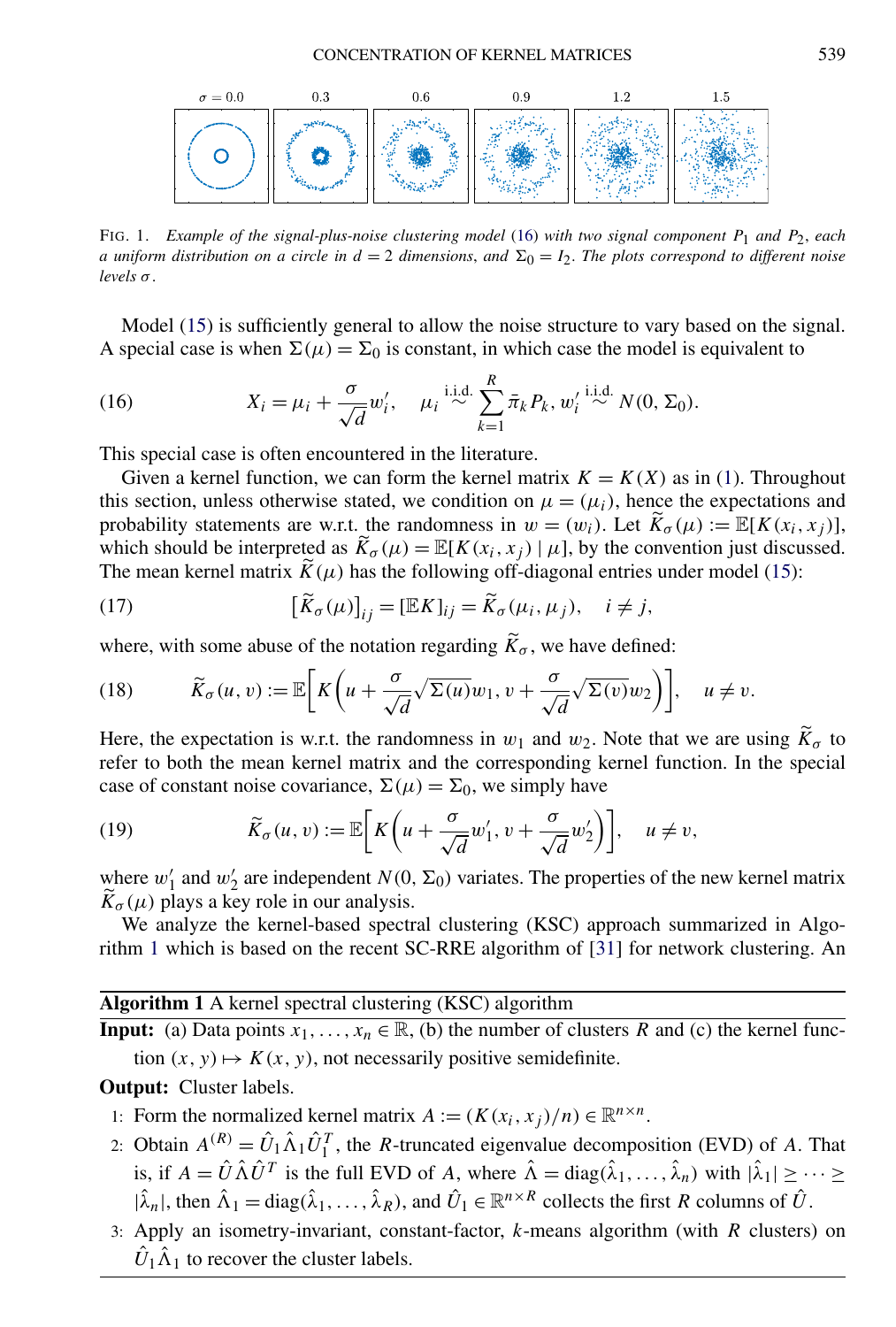FIG. 1. *Example of the signal-plus-noise clustering model* (16) *with two signal component* $P_1$ *and* $P_2$, *each a uniform distribution on a circle in* $d = 2$ *dimensions, and* $\Sigma_0 = I_2$. *The plots correspond to different noise levels* $\sigma$.

Model (15) is sufficiently general to allow the noise structure to vary based on the signal. A special case is when $\Sigma(\mu) = \Sigma_0$ is constant, in which case the model is equivalent to

$$X_i = \mu_i + \frac{\sigma}{\sqrt{d}} w_i', \quad \mu_i \overset{\text{i.i.d.}}{\sim} \sum_{k=1}^{R} \bar{\pi}_k P_k, \; w_i' \overset{\text{i.i.d.}}{\sim} N(0, \Sigma_0). \tag{16}$$

This special case is often encountered in the literature.

Given a kernel function, we can form the kernel matrix $K = K(X)$ as in (1). Throughout this section, unless otherwise stated, we condition on $\mu = (\mu_i)$, hence the expectations and probability statements are w.r.t. the randomness in $w = (w_i)$. Let $\widetilde{K}_\sigma(\mu) := \mathbb{E}[K(x_i, x_j)]$, which should be interpreted as $\widetilde{K}_\sigma(\mu) = \mathbb{E}[K(x_i, x_j) \mid \mu]$, by the convention just discussed. The mean kernel matrix $\widetilde{K}(\mu)$ has the following off-diagonal entries under model (15):

$$\big[\widetilde{K}_\sigma(\mu)\big]_{ij} = [\mathbb{E}K]_{ij} = \widetilde{K}_\sigma(\mu_i, \mu_j), \quad i \neq j, \tag{17}$$

where, with some abuse of the notation regarding $\widetilde{K}_\sigma$, we have defined:

$$\widetilde{K}_\sigma(u, v) := \mathbb{E}\bigg[K\bigg(u + \frac{\sigma}{\sqrt{d}}\sqrt{\Sigma(u)}w_1, v + \frac{\sigma}{\sqrt{d}}\sqrt{\Sigma(v)}w_2\bigg)\bigg], \quad u \neq v. \tag{18}$$

Here, the expectation is w.r.t. the randomness in $w_1$ and $w_2$. Note that we are using $\widetilde{K}_\sigma$ to refer to both the mean kernel matrix and the corresponding kernel function. In the special case of constant noise covariance, $\Sigma(\mu) = \Sigma_0$, we simply have

$$\widetilde{K}_\sigma(u, v) := \mathbb{E}\bigg[K\bigg(u + \frac{\sigma}{\sqrt{d}} w_1', v + \frac{\sigma}{\sqrt{d}} w_2'\bigg)\bigg], \quad u \neq v, \tag{19}$$

where $w_1'$ and $w_2'$ are independent $N(0, \Sigma_0)$ variates. The properties of the new kernel matrix $\widetilde{K}_\sigma(\mu)$ plays a key role in our analysis.

We analyze the kernel-based spectral clustering (KSC) approach summarized in Algorithm 1 which is based on the recent SC-RRE algorithm of [31] for network clustering. An

---

**Algorithm 1** A kernel spectral clustering (KSC) algorithm

---

**Input:** (a) Data points $x_1, \dots, x_n \in \mathbb{R}$, (b) the number of clusters $R$ and (c) the kernel function $(x, y) \mapsto K(x, y)$, not necessarily positive semidefinite.

**Output:** Cluster labels.

1: Form the normalized kernel matrix $A := (K(x_i, x_j)/n) \in \mathbb{R}^{n \times n}$.

2: Obtain $A^{(R)} = \hat{U}_1 \hat{\Lambda}_1 \hat{U}_1^T$, the $R$-truncated eigenvalue decomposition (EVD) of $A$. That is, if $A = \hat{U} \hat{\Lambda} \hat{U}^T$ is the full EVD of $A$, where $\hat{\Lambda} = \operatorname{diag}(\hat{\lambda}_1, \dots, \hat{\lambda}_n)$ with $|\hat{\lambda}_1| \geq \cdots \geq |\hat{\lambda}_n|$, then $\hat{\Lambda}_1 = \operatorname{diag}(\hat{\lambda}_1, \dots, \hat{\lambda}_R)$, and $\hat{U}_1 \in \mathbb{R}^{n \times R}$ collects the first $R$ columns of $\hat{U}$.

3: Apply an isometry-invariant, constant-factor, $k$-means algorithm (with $R$ clusters) on $\hat{U}_1 \hat{\Lambda}_1$ to recover the cluster labels.

---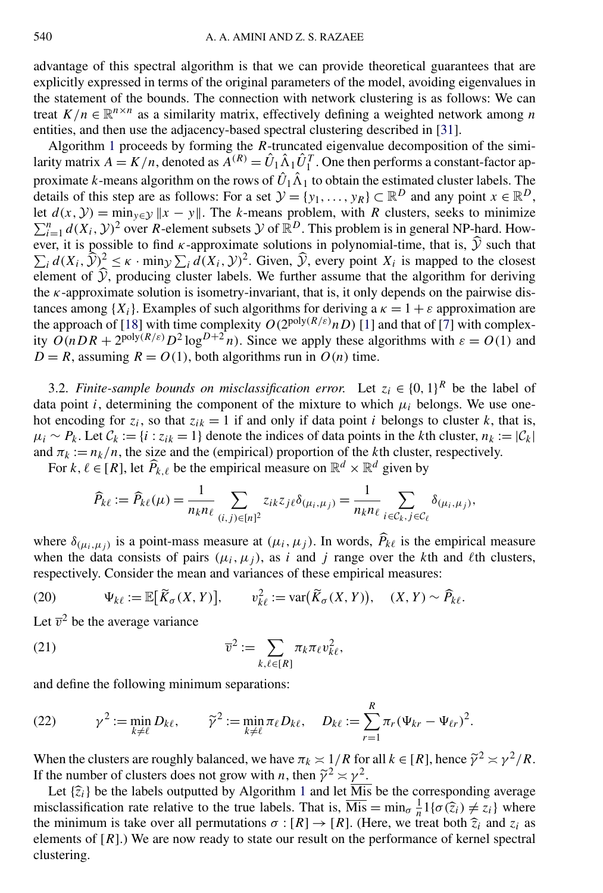advantage of this spectral algorithm is that we can provide theoretical guarantees that are explicitly expressed in terms of the original parameters of the model, avoiding eigenvalues in the statement of the bounds. The connection with network clustering is as follows: We can treat $K/n \in \mathbb{R}^{n\times n}$ as a similarity matrix, effectively defining a weighted network among $n$ entities, and then use the adjacency-based spectral clustering described in [31].

Algorithm 1 proceeds by forming the $R$-truncated eigenvalue decomposition of the similarity matrix $A = K/n$, denoted as $A^{(R)} = \hat{U}_1 \hat{\Lambda}_1 \hat{U}_1^T$. One then performs a constant-factor approximate $k$-means algorithm on the rows of $\hat{U}_1 \hat{\Lambda}_1$ to obtain the estimated cluster labels. The details of this step are as follows: For a set $\mathcal{Y} = \{y_1, \dots, y_R\} \subset \mathbb{R}^D$ and any point $x \in \mathbb{R}^D$, let $d(x, \mathcal{Y}) = \min_{y \in \mathcal{Y}} \|x - y\|$. The $k$-means problem, with $R$ clusters, seeks to minimize $\sum_{i=1}^n d(X_i, \mathcal{Y})^2$ over $R$-element subsets $\mathcal{Y}$ of $\mathbb{R}^D$. This problem is in general NP-hard. However, it is possible to find $\kappa$-approximate solutions in polynomial-time, that is, $\widehat{\mathcal{Y}}$ such that $\sum_i d(X_i, \widehat{\mathcal{Y}})^2 \le \kappa \cdot \min_{\mathcal{Y}} \sum_i d(X_i, \mathcal{Y})^2$. Given, $\widehat{\mathcal{Y}}$, every point $X_i$ is mapped to the closest element of $\widehat{\mathcal{Y}}$, producing cluster labels. We further assume that the algorithm for deriving the $\kappa$-approximate solution is isometry-invariant, that is, it only depends on the pairwise distances among $\{X_i\}$. Examples of such algorithms for deriving a $\kappa = 1 + \varepsilon$ approximation are the approach of [18] with time complexity $O(2^{\mathrm{poly}(R/\varepsilon)} nD)$ [1] and that of [7] with complexity $O(nDR + 2^{\mathrm{poly}(R/\varepsilon)} D^2 \log^{D+2} n)$. Since we apply these algorithms with $\varepsilon = O(1)$ and $D = R$, assuming $R = O(1)$, both algorithms run in $O(n)$ time.

3.2. *Finite-sample bounds on misclassification error.* Let $z_i \in \{0, 1\}^R$ be the label of data point $i$, determining the component of the mixture to which $\mu_i$ belongs. We use one-hot encoding for $z_i$, so that $z_{ik} = 1$ if and only if data point $i$ belongs to cluster $k$, that is, $\mu_i \sim P_k$. Let $\mathcal{C}_k := \{i : z_{ik} = 1\}$ denote the indices of data points in the $k$th cluster, $n_k := |\mathcal{C}_k|$ and $\pi_k := n_k/n$, the size and the (empirical) proportion of the $k$th cluster, respectively.

For $k, \ell \in [R]$, let $\widehat{P}_{k,\ell}$ be the empirical measure on $\mathbb{R}^d \times \mathbb{R}^d$ given by

$$\widehat{P}_{k\ell} := \widehat{P}_{k\ell}(\mu) = \frac{1}{n_k n_\ell} \sum_{(i,j)\in[n]^2} z_{ik} z_{j\ell} \delta_{(\mu_i, \mu_j)} = \frac{1}{n_k n_\ell} \sum_{i \in \mathcal{C}_k, j \in \mathcal{C}_\ell} \delta_{(\mu_i, \mu_j)},$$

where $\delta_{(\mu_i,\mu_j)}$ is a point-mass measure at $(\mu_i, \mu_j)$. In words, $\widehat{P}_{k\ell}$ is the empirical measure when the data consists of pairs $(\mu_i, \mu_j)$, as $i$ and $j$ range over the $k$th and $\ell$th clusters, respectively. Consider the mean and variances of these empirical measures:

$$\Psi_{k\ell} := \mathbb{E}[\widetilde{K}_\sigma(X, Y)], \qquad v_{k\ell}^2 := \mathrm{var}(\widetilde{K}_\sigma(X, Y)), \quad (X, Y) \sim \widehat{P}_{k\ell}. \tag{20}$$

Let $\overline{v}^2$ be the average variance

$$\overline{v}^2 := \sum_{k,\ell \in [R]} \pi_k \pi_\ell v_{k\ell}^2, \tag{21}$$

and define the following minimum separations:

$$\gamma^2 := \min_{k \ne \ell} D_{k\ell}, \qquad \widetilde{\gamma}^2 := \min_{k \ne \ell} \pi_\ell D_{k\ell}, \quad D_{k\ell} := \sum_{r=1}^R \pi_r (\Psi_{kr} - \Psi_{\ell r})^2. \tag{22}$$

When the clusters are roughly balanced, we have $\pi_k \asymp 1/R$ for all $k \in [R]$, hence $\widetilde{\gamma}^2 \asymp \gamma^2/R$. If the number of clusters does not grow with $n$, then $\widetilde{\gamma}^2 \asymp \gamma^2$.

Let $\{\widehat{z}_i\}$ be the labels outputted by Algorithm 1 and let $\overline{\mathrm{Mis}}$ be the corresponding average misclassification rate relative to the true labels. That is, $\overline{\mathrm{Mis}} = \min_\sigma \frac{1}{n} 1\{\sigma(\widehat{z}_i) \ne z_i\}$ where the minimum is take over all permutations $\sigma : [R] \to [R]$. (Here, we treat both $\widehat{z}_i$ and $z_i$ as elements of $[R]$.) We are now ready to state our result on the performance of kernel spectral clustering.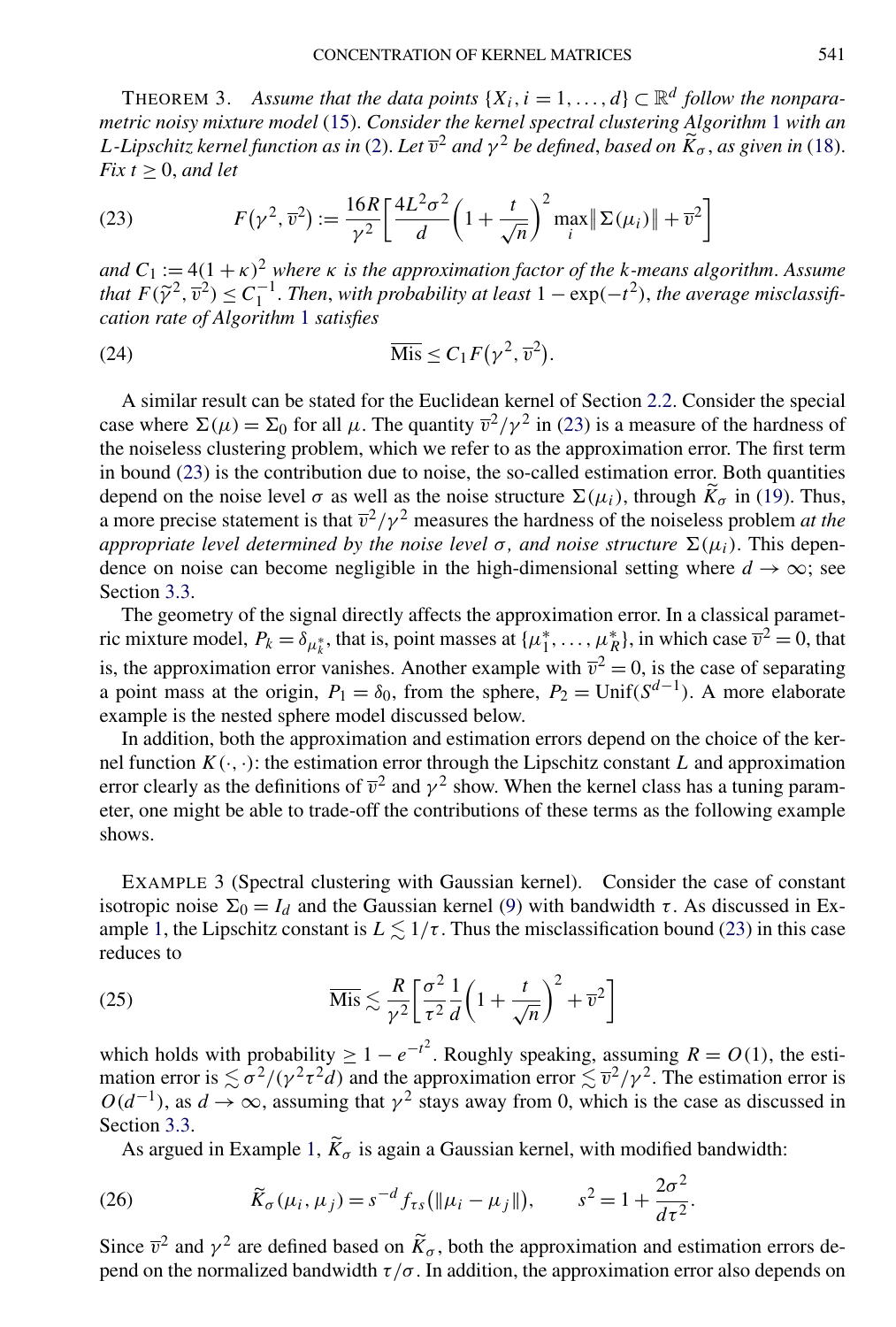THEOREM 3. *Assume that the data points $\{X_i, i = 1, \dots, d\} \subset \mathbb{R}^d$ follow the nonparametric noisy mixture model* (15). *Consider the kernel spectral clustering Algorithm* 1 *with an $L$-Lipschitz kernel function as in* (2). *Let $\overline{v}^2$ and $\gamma^2$ be defined, based on $\widetilde{K}_\sigma$, as given in* (18). *Fix $t \geq 0$, and let*

$$F(\gamma^2, \overline{v}^2) := \frac{16R}{\gamma^2}\left[\frac{4L^2\sigma^2}{d}\left(1 + \frac{t}{\sqrt{n}}\right)^2 \max_i \|\Sigma(\mu_i)\| + \overline{v}^2\right] \tag{23}$$

*and $C_1 := 4(1+\kappa)^2$ where $\kappa$ is the approximation factor of the $k$-means algorithm. Assume that $F(\widetilde{\gamma}^2, \overline{v}^2) \leq C_1^{-1}$. Then, with probability at least $1 - \exp(-t^2)$, the average misclassification rate of Algorithm* 1 *satisfies*

$$\overline{\mathrm{Mis}} \leq C_1 F(\gamma^2, \overline{v}^2). \tag{24}$$

A similar result can be stated for the Euclidean kernel of Section 2.2. Consider the special case where $\Sigma(\mu) = \Sigma_0$ for all $\mu$. The quantity $\overline{v}^2/\gamma^2$ in (23) is a measure of the hardness of the noiseless clustering problem, which we refer to as the approximation error. The first term in bound (23) is the contribution due to noise, the so-called estimation error. Both quantities depend on the noise level $\sigma$ as well as the noise structure $\Sigma(\mu_i)$, through $\widetilde{K}_\sigma$ in (19). Thus, a more precise statement is that $\overline{v}^2/\gamma^2$ measures the hardness of the noiseless problem *at the appropriate level determined by the noise level $\sigma$, and noise structure $\Sigma(\mu_i)$*. This dependence on noise can become negligible in the high-dimensional setting where $d \to \infty$; see Section 3.3.

The geometry of the signal directly affects the approximation error. In a classical parametric mixture model, $P_k = \delta_{\mu_k^*}$, that is, point masses at $\{\mu_1^*, \dots, \mu_R^*\}$, in which case $\overline{v}^2 = 0$, that is, the approximation error vanishes. Another example with $\overline{v}^2 = 0$, is the case of separating a point mass at the origin, $P_1 = \delta_0$, from the sphere, $P_2 = \mathrm{Unif}(S^{d-1})$. A more elaborate example is the nested sphere model discussed below.

In addition, both the approximation and estimation errors depend on the choice of the kernel function $K(\cdot,\cdot)$: the estimation error through the Lipschitz constant $L$ and approximation error clearly as the definitions of $\overline{v}^2$ and $\gamma^2$ show. When the kernel class has a tuning parameter, one might be able to trade-off the contributions of these terms as the following example shows.

EXAMPLE 3 (Spectral clustering with Gaussian kernel). Consider the case of constant isotropic noise $\Sigma_0 = I_d$ and the Gaussian kernel (9) with bandwidth $\tau$. As discussed in Example 1, the Lipschitz constant is $L \lesssim 1/\tau$. Thus the misclassification bound (23) in this case reduces to

$$\overline{\mathrm{Mis}} \lesssim \frac{R}{\gamma^2}\left[\frac{\sigma^2}{\tau^2}\frac{1}{d}\left(1 + \frac{t}{\sqrt{n}}\right)^2 + \overline{v}^2\right] \tag{25}$$

which holds with probability $\geq 1 - e^{-t^2}$. Roughly speaking, assuming $R = O(1)$, the estimation error is $\lesssim \sigma^2/(\gamma^2\tau^2 d)$ and the approximation error $\lesssim \overline{v}^2/\gamma^2$. The estimation error is $O(d^{-1})$, as $d \to \infty$, assuming that $\gamma^2$ stays away from 0, which is the case as discussed in Section 3.3.

As argued in Example 1, $\widetilde{K}_\sigma$ is again a Gaussian kernel, with modified bandwidth:

$$\widetilde{K}_\sigma(\mu_i, \mu_j) = s^{-d} f_{\tau s}(\|\mu_i - \mu_j\|), \qquad s^2 = 1 + \frac{2\sigma^2}{d\tau^2}. \tag{26}$$

Since $\overline{v}^2$ and $\gamma^2$ are defined based on $\widetilde{K}_\sigma$, both the approximation and estimation errors depend on the normalized bandwidth $\tau/\sigma$. In addition, the approximation error also depends on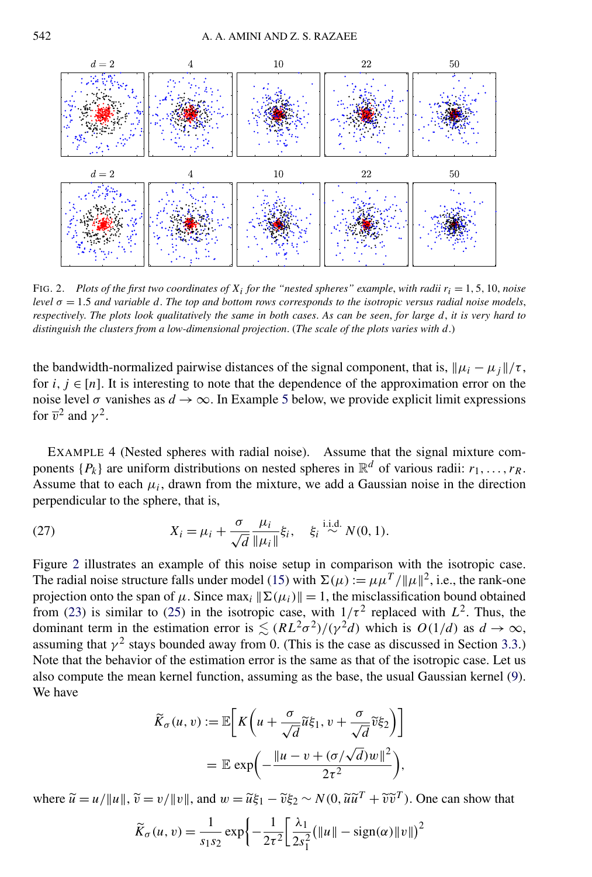FIG. 2. *Plots of the first two coordinates of $X_i$ for the "nested spheres" example, with radii $r_i = 1, 5, 10$, noise level $\sigma = 1.5$ and variable $d$. The top and bottom rows corresponds to the isotropic versus radial noise models, respectively. The plots look qualitatively the same in both cases. As can be seen, for large $d$, it is very hard to distinguish the clusters from a low-dimensional projection.* (*The scale of the plots varies with $d$.*)

the bandwidth-normalized pairwise distances of the signal component, that is, $\|\mu_i - \mu_j\|/\tau$, for $i, j \in [n]$. It is interesting to note that the dependence of the approximation error on the noise level $\sigma$ vanishes as $d \to \infty$. In Example 5 below, we provide explicit limit expressions for $\overline{v}^2$ and $\gamma^2$.

EXAMPLE 4 (Nested spheres with radial noise). Assume that the signal mixture components $\{P_k\}$ are uniform distributions on nested spheres in $\mathbb{R}^d$ of various radii: $r_1, \dots, r_R$. Assume that to each $\mu_i$, drawn from the mixture, we add a Gaussian noise in the direction perpendicular to the sphere, that is,

$$X_i = \mu_i + \frac{\sigma}{\sqrt{d}} \frac{\mu_i}{\|\mu_i\|} \xi_i, \quad \xi_i \overset{\text{i.i.d.}}{\sim} N(0, 1). \tag{27}$$

Figure 2 illustrates an example of this noise setup in comparison with the isotropic case. The radial noise structure falls under model (15) with $\Sigma(\mu) := \mu\mu^T/\|\mu\|^2$, i.e., the rank-one projection onto the span of $\mu$. Since $\max_i \|\Sigma(\mu_i)\| = 1$, the misclassification bound obtained from (23) is similar to (25) in the isotropic case, with $1/\tau^2$ replaced with $L^2$. Thus, the dominant term in the estimation error is $\lesssim (RL^2\sigma^2)/(\gamma^2 d)$ which is $O(1/d)$ as $d \to \infty$, assuming that $\gamma^2$ stays bounded away from 0. (This is the case as discussed in Section 3.3.) Note that the behavior of the estimation error is the same as that of the isotropic case. Let us also compute the mean kernel function, assuming as the base, the usual Gaussian kernel (9). We have

$$\begin{aligned}
\widetilde{K}_\sigma(u, v) &:= \mathbb{E}\left[K\left(u + \frac{\sigma}{\sqrt{d}}\widetilde{u}\xi_1, v + \frac{\sigma}{\sqrt{d}}\widetilde{v}\xi_2\right)\right] \\
&= \mathbb{E} \exp\left(-\frac{\|u - v + (\sigma/\sqrt{d})w\|^2}{2\tau^2}\right),
\end{aligned}$$

where $\widetilde{u} = u/\|u\|$, $\widetilde{v} = v/\|v\|$, and $w = \widetilde{u}\xi_1 - \widetilde{v}\xi_2 \sim N(0, \widetilde{u}\widetilde{u}^T + \widetilde{v}\widetilde{v}^T)$. One can show that

$$\widetilde{K}_\sigma(u, v) = \frac{1}{s_1 s_2} \exp\left\{-\frac{1}{2\tau^2}\left[\frac{\lambda_1}{2s_1^2}(\|u\| - \operatorname{sign}(\alpha)\|v\|)^2\right.\right.$$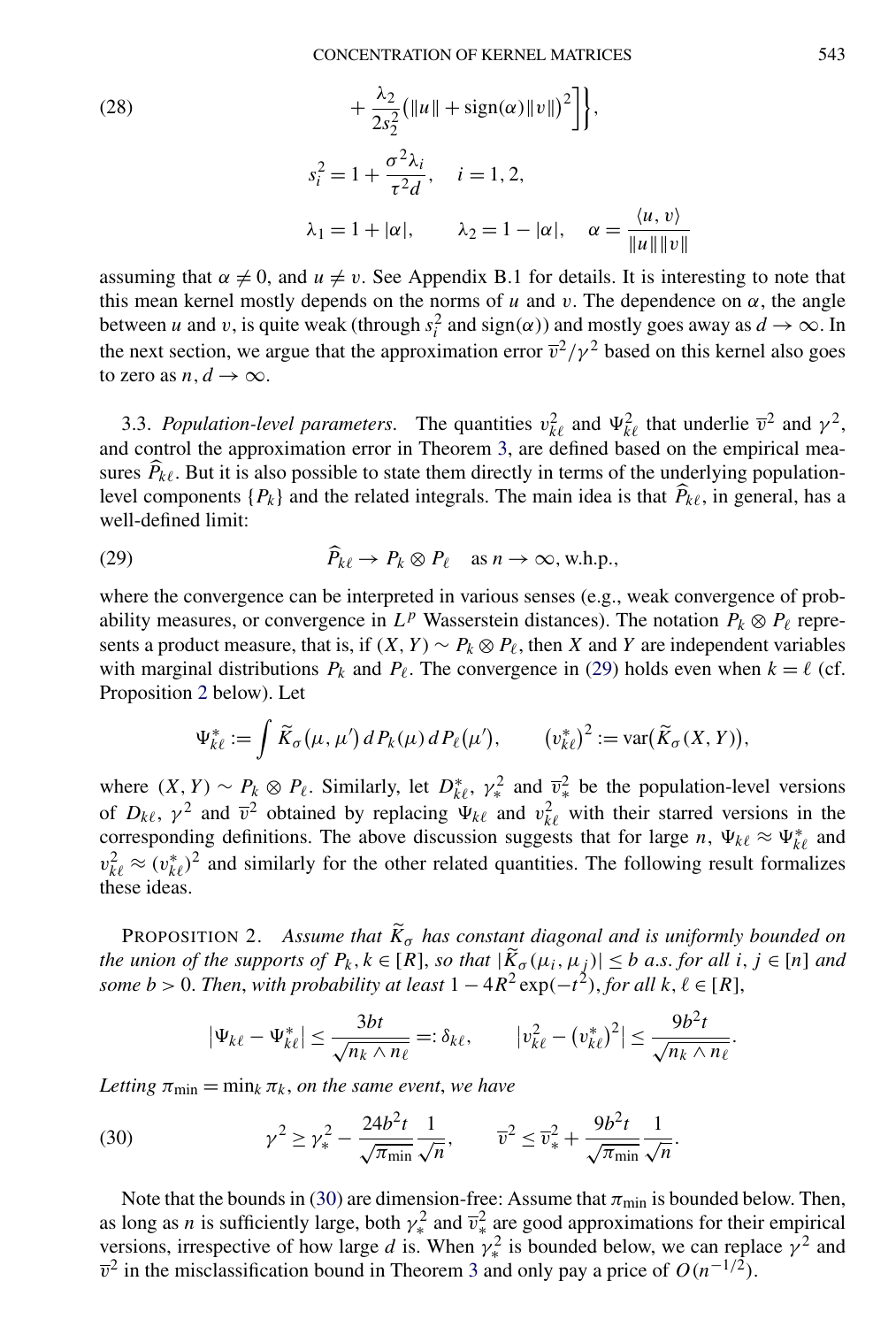$$
+ \frac{\lambda_2}{2s_2^2}\big(\|u\| + \operatorname{sign}(\alpha)\|v\|\big)^2\Big]\Big\}, \tag{28}
$$

$$
s_i^2 = 1 + \frac{\sigma^2 \lambda_i}{\tau^2 d}, \quad i = 1, 2,
$$

$$
\lambda_1 = 1 + |\alpha|, \qquad \lambda_2 = 1 - |\alpha|, \quad \alpha = \frac{\langle u, v\rangle}{\|u\|\|v\|}
$$

assuming that $\alpha \neq 0$, and $u \neq v$. See Appendix B.1 for details. It is interesting to note that this mean kernel mostly depends on the norms of $u$ and $v$. The dependence on $\alpha$, the angle between $u$ and $v$, is quite weak (through $s_i^2$ and $\operatorname{sign}(\alpha)$) and mostly goes away as $d \to \infty$. In the next section, we argue that the approximation error $\overline{v}^2/\gamma^2$ based on this kernel also goes to zero as $n, d \to \infty$.

3.3. *Population-level parameters*. The quantities $v_{k\ell}^2$ and $\Psi_{k\ell}^2$ that underlie $\overline{v}^2$ and $\gamma^2$, and control the approximation error in Theorem 3, are defined based on the empirical measures $\widehat{P}_{k\ell}$. But it is also possible to state them directly in terms of the underlying population-level components $\{P_k\}$ and the related integrals. The main idea is that $\widehat{P}_{k\ell}$, in general, has a well-defined limit:

$$
\widehat{P}_{k\ell} \to P_k \otimes P_\ell \quad \text{as } n \to \infty, \text{w.h.p.}, \tag{29}
$$

where the convergence can be interpreted in various senses (e.g., weak convergence of probability measures, or convergence in $L^p$ Wasserstein distances). The notation $P_k \otimes P_\ell$ represents a product measure, that is, if $(X, Y) \sim P_k \otimes P_\ell$, then $X$ and $Y$ are independent variables with marginal distributions $P_k$ and $P_\ell$. The convergence in (29) holds even when $k = \ell$ (cf. Proposition 2 below). Let

$$
\Psi_{k\ell}^* := \int \widetilde{K}_\sigma(\mu, \mu')\, dP_k(\mu)\, dP_\ell(\mu'), \qquad (v_{k\ell}^*)^2 := \operatorname{var}\big(\widetilde{K}_\sigma(X, Y)\big),
$$

where $(X, Y) \sim P_k \otimes P_\ell$. Similarly, let $D_{k\ell}^*$, $\gamma_*^2$ and $\overline{v}_*^2$ be the population-level versions of $D_{k\ell}$, $\gamma^2$ and $\overline{v}^2$ obtained by replacing $\Psi_{k\ell}$ and $v_{k\ell}^2$ with their starred versions in the corresponding definitions. The above discussion suggests that for large $n$, $\Psi_{k\ell} \approx \Psi_{k\ell}^*$ and $v_{k\ell}^2 \approx (v_{k\ell}^*)^2$ and similarly for the other related quantities. The following result formalizes these ideas.

PROPOSITION 2. *Assume that $\widetilde{K}_\sigma$ has constant diagonal and is uniformly bounded on the union of the supports of $P_k, k \in [R]$, so that $|\widetilde{K}_\sigma(\mu_i, \mu_j)| \le b$ a.s. for all $i, j \in [n]$ and some $b > 0$. Then, with probability at least $1 - 4R^2 \exp(-t^2)$, for all $k, \ell \in [R]$,*

$$
\big|\Psi_{k\ell} - \Psi_{k\ell}^*\big| \le \frac{3bt}{\sqrt{n_k \wedge n_\ell}} =: \delta_{k\ell}, \qquad \big|v_{k\ell}^2 - (v_{k\ell}^*)^2\big| \le \frac{9b^2 t}{\sqrt{n_k \wedge n_\ell}}.
$$

*Letting $\pi_{\min} = \min_k \pi_k$, on the same event, we have*

$$
\gamma^2 \ge \gamma_*^2 - \frac{24b^2 t}{\sqrt{\pi_{\min}}}\frac{1}{\sqrt{n}}, \qquad \overline{v}^2 \le \overline{v}_*^2 + \frac{9b^2 t}{\sqrt{\pi_{\min}}}\frac{1}{\sqrt{n}}. \tag{30}
$$

Note that the bounds in (30) are dimension-free: Assume that $\pi_{\min}$ is bounded below. Then, as long as $n$ is sufficiently large, both $\gamma_*^2$ and $\overline{v}_*^2$ are good approximations for their empirical versions, irrespective of how large $d$ is. When $\gamma_*^2$ is bounded below, we can replace $\gamma^2$ and $\overline{v}^2$ in the misclassification bound in Theorem 3 and only pay a price of $O(n^{-1/2})$.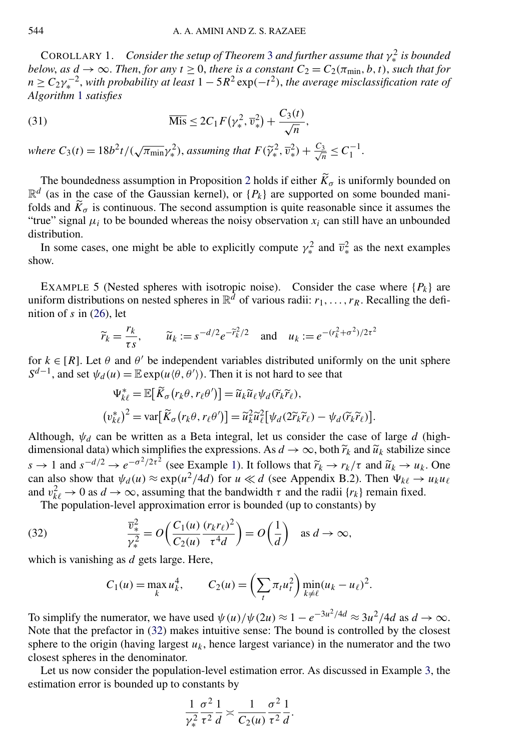COROLLARY 1. *Consider the setup of Theorem 3 and further assume that $\gamma_*^2$ is bounded below, as $d \to \infty$. Then, for any $t \geq 0$, there is a constant $C_2 = C_2(\pi_{\min}, b, t)$, such that for $n \geq C_2 \gamma_*^{-2}$, with probability at least $1 - 5R^2 \exp(-t^2)$, the average misclassification rate of Algorithm 1 satisfies*

$$\overline{\text{Mis}} \leq 2C_1 F(\gamma_*^2, \overline{v}_*^2) + \frac{C_3(t)}{\sqrt{n}}, \tag{31}$$

*where $C_3(t) = 18b^2 t/(\sqrt{\pi_{\min}}\gamma_*^2)$, assuming that $F(\widetilde{\gamma}_*^2, \overline{v}_*^2) + \frac{C_3}{\sqrt{n}} \leq C_1^{-1}$.*

The boundedness assumption in Proposition 2 holds if either $\widetilde{K}_\sigma$ is uniformly bounded on $\mathbb{R}^d$ (as in the case of the Gaussian kernel), or $\{P_k\}$ are supported on some bounded manifolds and $\widetilde{K}_\sigma$ is continuous. The second assumption is quite reasonable since it assumes the "true" signal $\mu_i$ to be bounded whereas the noisy observation $x_i$ can still have an unbounded distribution.

In some cases, one might be able to explicitly compute $\gamma_*^2$ and $\overline{v}_*^2$ as the next examples show.

EXAMPLE 5 (Nested spheres with isotropic noise). Consider the case where $\{P_k\}$ are uniform distributions on nested spheres in $\mathbb{R}^d$ of various radii: $r_1, \dots, r_R$. Recalling the definition of $s$ in (26), let

$$\widetilde{r}_k = \frac{r_k}{\tau s}, \qquad \widetilde{u}_k := s^{-d/2} e^{-\widetilde{r}_k^2/2} \quad \text{and} \quad u_k := e^{-(r_k^2+\sigma^2)/2\tau^2}$$

for $k \in [R]$. Let $\theta$ and $\theta'$ be independent variables distributed uniformly on the unit sphere $S^{d-1}$, and set $\psi_d(u) = \mathbb{E}\exp(u\langle\theta, \theta'\rangle)$. Then it is not hard to see that

$$\Psi_{k\ell}^* = \mathbb{E}[\widetilde{K}_\sigma(r_k\theta, r_\ell\theta')] = \widetilde{u}_k \widetilde{u}_\ell \psi_d(\widetilde{r}_k \widetilde{r}_\ell),$$

$$(v_{k\ell}^*)^2 = \text{var}[\widetilde{K}_\sigma(r_k\theta, r_\ell\theta')] = \widetilde{u}_k^2 \widetilde{u}_\ell^2 [\psi_d(2\widetilde{r}_k\widetilde{r}_\ell) - \psi_d(\widetilde{r}_k\widetilde{r}_\ell)].$$

Although, $\psi_d$ can be written as a Beta integral, let us consider the case of large $d$ (high-dimensional data) which simplifies the expressions. As $d \to \infty$, both $\widetilde{r}_k$ and $\widetilde{u}_k$ stabilize since $s \to 1$ and $s^{-d/2} \to e^{-\sigma^2/2\tau^2}$ (see Example 1). It follows that $\widetilde{r}_k \to r_k/\tau$ and $\widetilde{u}_k \to u_k$. One can also show that $\psi_d(u) \approx \exp(u^2/4d)$ for $u \ll d$ (see Appendix B.2). Then $\Psi_{k\ell} \to u_k u_\ell$ and $v_{k\ell}^2 \to 0$ as $d \to \infty$, assuming that the bandwidth $\tau$ and the radii $\{r_k\}$ remain fixed.

The population-level approximation error is bounded (up to constants) by

$$\frac{\overline{v}_*^2}{\gamma_*^2} = O\left(\frac{C_1(u)}{C_2(u)} \frac{(r_k r_\ell)^2}{\tau^4 d}\right) = O\left(\frac{1}{d}\right) \quad \text{as } d \to \infty, \tag{32}$$

which is vanishing as $d$ gets large. Here,

$$C_1(u) = \max_k u_k^4, \qquad C_2(u) = \left(\sum_t \pi_t u_t^2\right) \min_{k \neq \ell} (u_k - u_\ell)^2.$$

To simplify the numerator, we have used $\psi(u)/\psi(2u) \approx 1 - e^{-3u^2/4d} \approx 3u^2/4d$ as $d \to \infty$. Note that the prefactor in (32) makes intuitive sense: The bound is controlled by the closest sphere to the origin (having largest $u_k$, hence largest variance) in the numerator and the two closest spheres in the denominator.

Let us now consider the population-level estimation error. As discussed in Example 3, the estimation error is bounded up to constants by

$$\frac{1}{\gamma_*^2} \frac{\sigma^2}{\tau^2} \frac{1}{d} \asymp \frac{1}{C_2(u)} \frac{\sigma^2}{\tau^2} \frac{1}{d}.$$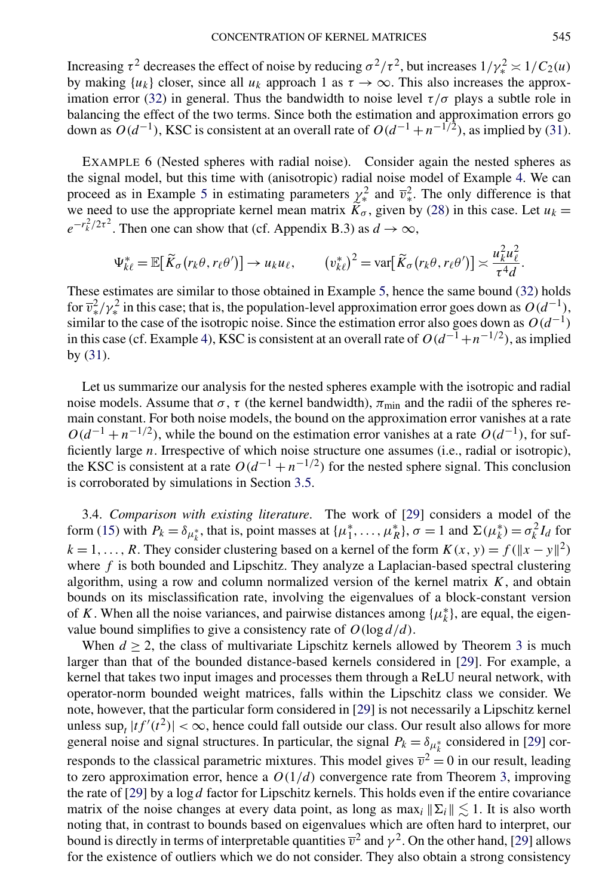Increasing $\tau^2$ decreases the effect of noise by reducing $\sigma^2/\tau^2$, but increases $1/\gamma_*^2 \asymp 1/C_2(u)$ by making $\{u_k\}$ closer, since all $u_k$ approach 1 as $\tau \to \infty$. This also increases the approximation error (32) in general. Thus the bandwidth to noise level $\tau/\sigma$ plays a subtle role in balancing the effect of the two terms. Since both the estimation and approximation errors go down as $O(d^{-1})$, KSC is consistent at an overall rate of $O(d^{-1} + n^{-1/2})$, as implied by (31).

EXAMPLE 6 (Nested spheres with radial noise). Consider again the nested spheres as the signal model, but this time with (anisotropic) radial noise model of Example 4. We can proceed as in Example 5 in estimating parameters $\gamma_*^2$ and $\overline{v}_*^2$. The only difference is that we need to use the appropriate kernel mean matrix $\widetilde{K}_\sigma$, given by (28) in this case. Let $u_k = e^{-r_k^2/2\tau^2}$. Then one can show that (cf. Appendix B.3) as $d \to \infty$,

$$\Psi_{k\ell}^* = \mathbb{E}\big[\widetilde{K}_\sigma(r_k\theta, r_\ell\theta')\big] \to u_k u_\ell, \qquad (v_{k\ell}^*)^2 = \operatorname{var}\big[\widetilde{K}_\sigma(r_k\theta, r_\ell\theta')\big] \asymp \frac{u_k^2 u_\ell^2}{\tau^4 d}.$$

These estimates are similar to those obtained in Example 5, hence the same bound (32) holds for $\overline{v}_*^2/\gamma_*^2$ in this case; that is, the population-level approximation error goes down as $O(d^{-1})$, similar to the case of the isotropic noise. Since the estimation error also goes down as $O(d^{-1})$ in this case (cf. Example 4), KSC is consistent at an overall rate of $O(d^{-1}+n^{-1/2})$, as implied by (31).

Let us summarize our analysis for the nested spheres example with the isotropic and radial noise models. Assume that $\sigma$, $\tau$ (the kernel bandwidth), $\pi_{\min}$ and the radii of the spheres remain constant. For both noise models, the bound on the approximation error vanishes at a rate $O(d^{-1} + n^{-1/2})$, while the bound on the estimation error vanishes at a rate $O(d^{-1})$, for sufficiently large $n$. Irrespective of which noise structure one assumes (i.e., radial or isotropic), the KSC is consistent at a rate $O(d^{-1} + n^{-1/2})$ for the nested sphere signal. This conclusion is corroborated by simulations in Section 3.5.

3.4. *Comparison with existing literature*. The work of [29] considers a model of the form (15) with $P_k = \delta_{\mu_k^*}$, that is, point masses at $\{\mu_1^*, \dots, \mu_R^*\}$, $\sigma = 1$ and $\Sigma(\mu_k^*) = \sigma_k^2 I_d$ for $k = 1, \dots, R$. They consider clustering based on a kernel of the form $K(x, y) = f(\|x - y\|^2)$ where $f$ is both bounded and Lipschitz. They analyze a Laplacian-based spectral clustering algorithm, using a row and column normalized version of the kernel matrix $K$, and obtain bounds on its misclassification rate, involving the eigenvalues of a block-constant version of $K$. When all the noise variances, and pairwise distances among $\{\mu_k^*\}$, are equal, the eigenvalue bound simplifies to give a consistency rate of $O(\log d/d)$.

When $d \geq 2$, the class of multivariate Lipschitz kernels allowed by Theorem 3 is much larger than that of the bounded distance-based kernels considered in [29]. For example, a kernel that takes two input images and processes them through a ReLU neural network, with operator-norm bounded weight matrices, falls within the Lipschitz class we consider. We note, however, that the particular form considered in [29] is not necessarily a Lipschitz kernel unless $\sup_t |tf'(t^2)| < \infty$, hence could fall outside our class. Our result also allows for more general noise and signal structures. In particular, the signal $P_k = \delta_{\mu_k^*}$ considered in [29] corresponds to the classical parametric mixtures. This model gives $\overline{v}^2 = 0$ in our result, leading to zero approximation error, hence a $O(1/d)$ convergence rate from Theorem 3, improving the rate of [29] by a $\log d$ factor for Lipschitz kernels. This holds even if the entire covariance matrix of the noise changes at every data point, as long as $\max_i \|\Sigma_i\| \lesssim 1$. It is also worth noting that, in contrast to bounds based on eigenvalues which are often hard to interpret, our bound is directly in terms of interpretable quantities $\overline{v}^2$ and $\gamma^2$. On the other hand, [29] allows for the existence of outliers which we do not consider. They also obtain a strong consistency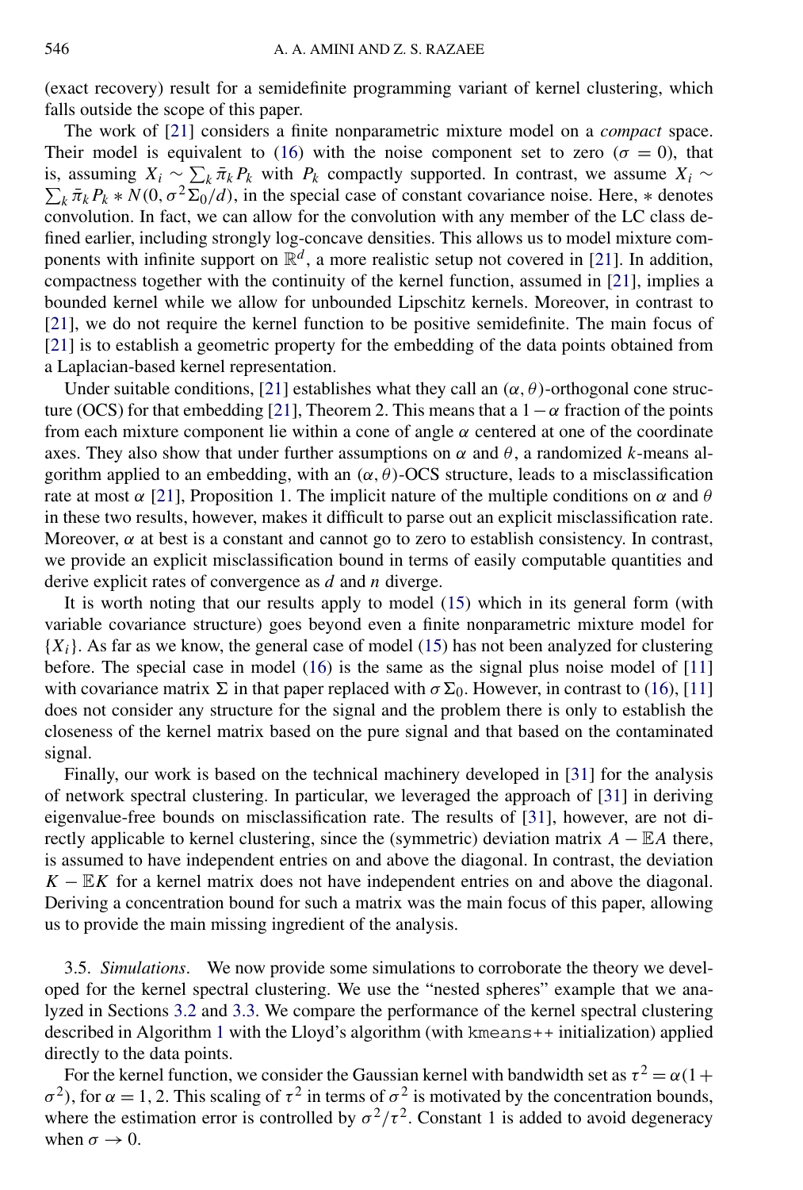(exact recovery) result for a semidefinite programming variant of kernel clustering, which falls outside the scope of this paper.

The work of [21] considers a finite nonparametric mixture model on a *compact* space. Their model is equivalent to (16) with the noise component set to zero ($\sigma = 0$), that is, assuming $X_i \sim \sum_k \bar{\pi}_k P_k$ with $P_k$ compactly supported. In contrast, we assume $X_i \sim \sum_k \bar{\pi}_k P_k * N(0, \sigma^2 \Sigma_0 / d)$, in the special case of constant covariance noise. Here, $*$ denotes convolution. In fact, we can allow for the convolution with any member of the LC class defined earlier, including strongly log-concave densities. This allows us to model mixture components with infinite support on $\mathbb{R}^d$, a more realistic setup not covered in [21]. In addition, compactness together with the continuity of the kernel function, assumed in [21], implies a bounded kernel while we allow for unbounded Lipschitz kernels. Moreover, in contrast to [21], we do not require the kernel function to be positive semidefinite. The main focus of [21] is to establish a geometric property for the embedding of the data points obtained from a Laplacian-based kernel representation.

Under suitable conditions, [21] establishes what they call an $(\alpha, \theta)$-orthogonal cone structure (OCS) for that embedding [21], Theorem 2. This means that a $1 - \alpha$ fraction of the points from each mixture component lie within a cone of angle $\alpha$ centered at one of the coordinate axes. They also show that under further assumptions on $\alpha$ and $\theta$, a randomized $k$-means algorithm applied to an embedding, with an $(\alpha, \theta)$-OCS structure, leads to a misclassification rate at most $\alpha$ [21], Proposition 1. The implicit nature of the multiple conditions on $\alpha$ and $\theta$ in these two results, however, makes it difficult to parse out an explicit misclassification rate. Moreover, $\alpha$ at best is a constant and cannot go to zero to establish consistency. In contrast, we provide an explicit misclassification bound in terms of easily computable quantities and derive explicit rates of convergence as $d$ and $n$ diverge.

It is worth noting that our results apply to model (15) which in its general form (with variable covariance structure) goes beyond even a finite nonparametric mixture model for $\{X_i\}$. As far as we know, the general case of model (15) has not been analyzed for clustering before. The special case in model (16) is the same as the signal plus noise model of [11] with covariance matrix $\Sigma$ in that paper replaced with $\sigma \Sigma_0$. However, in contrast to (16), [11] does not consider any structure for the signal and the problem there is only to establish the closeness of the kernel matrix based on the pure signal and that based on the contaminated signal.

Finally, our work is based on the technical machinery developed in [31] for the analysis of network spectral clustering. In particular, we leveraged the approach of [31] in deriving eigenvalue-free bounds on misclassification rate. The results of [31], however, are not directly applicable to kernel clustering, since the (symmetric) deviation matrix $A - \mathbb{E}A$ there, is assumed to have independent entries on and above the diagonal. In contrast, the deviation $K - \mathbb{E}K$ for a kernel matrix does not have independent entries on and above the diagonal. Deriving a concentration bound for such a matrix was the main focus of this paper, allowing us to provide the main missing ingredient of the analysis.

### 3.5. *Simulations*.

We now provide some simulations to corroborate the theory we developed for the kernel spectral clustering. We use the "nested spheres" example that we analyzed in Sections 3.2 and 3.3. We compare the performance of the kernel spectral clustering described in Algorithm 1 with the Lloyd's algorithm (with `kmeans++` initialization) applied directly to the data points.

For the kernel function, we consider the Gaussian kernel with bandwidth set as $\tau^2 = \alpha(1 + \sigma^2)$, for $\alpha = 1, 2$. This scaling of $\tau^2$ in terms of $\sigma^2$ is motivated by the concentration bounds, where the estimation error is controlled by $\sigma^2/\tau^2$. Constant 1 is added to avoid degeneracy when $\sigma \to 0$.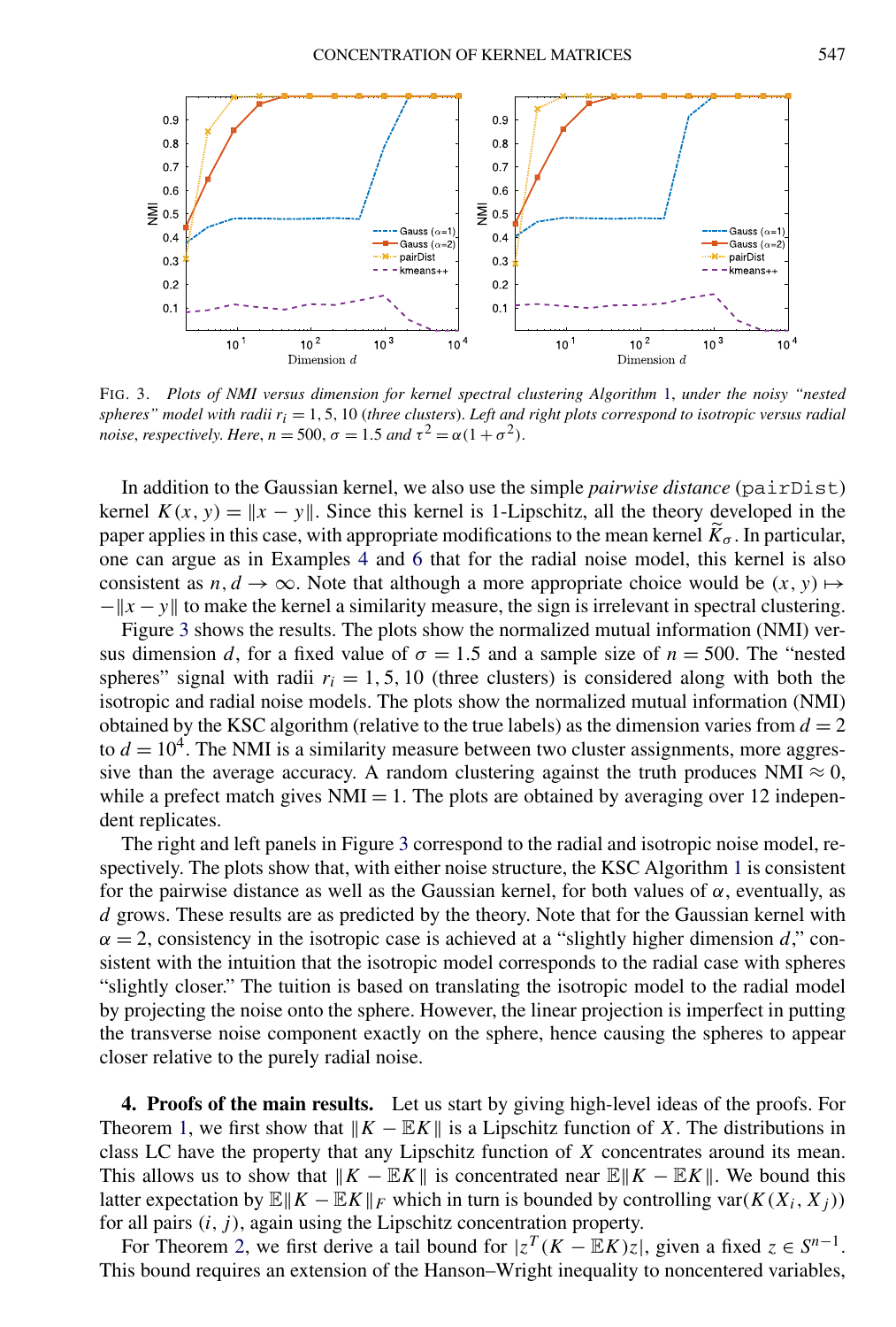FIG. 3. *Plots of NMI versus dimension for kernel spectral clustering Algorithm 1, under the noisy "nested spheres" model with radii $r_i = 1, 5, 10$ (three clusters). Left and right plots correspond to isotropic versus radial noise, respectively. Here,* $n = 500$, $\sigma = 1.5$ *and* $\tau^2 = \alpha(1+\sigma^2)$.

In addition to the Gaussian kernel, we also use the simple *pairwise distance* (pairDist) kernel $K(x, y) = \|x - y\|$. Since this kernel is 1-Lipschitz, all the theory developed in the paper applies in this case, with appropriate modifications to the mean kernel $\widetilde{K}_\sigma$. In particular, one can argue as in Examples 4 and 6 that for the radial noise model, this kernel is also consistent as $n, d \to \infty$. Note that although a more appropriate choice would be $(x, y) \mapsto -\|x - y\|$ to make the kernel a similarity measure, the sign is irrelevant in spectral clustering.

Figure 3 shows the results. The plots show the normalized mutual information (NMI) versus dimension $d$, for a fixed value of $\sigma = 1.5$ and a sample size of $n = 500$. The "nested spheres" signal with radii $r_i = 1, 5, 10$ (three clusters) is considered along with both the isotropic and radial noise models. The plots show the normalized mutual information (NMI) obtained by the KSC algorithm (relative to the true labels) as the dimension varies from $d = 2$ to $d = 10^4$. The NMI is a similarity measure between two cluster assignments, more aggressive than the average accuracy. A random clustering against the truth produces NMI $\approx 0$, while a perfect match gives NMI $= 1$. The plots are obtained by averaging over 12 independent replicates.

The right and left panels in Figure 3 correspond to the radial and isotropic noise model, respectively. The plots show that, with either noise structure, the KSC Algorithm 1 is consistent for the pairwise distance as well as the Gaussian kernel, for both values of $\alpha$, eventually, as $d$ grows. These results are as predicted by the theory. Note that for the Gaussian kernel with $\alpha = 2$, consistency in the isotropic case is achieved at a "slightly higher dimension $d$," consistent with the intuition that the isotropic model corresponds to the radial case with spheres "slightly closer." The tuition is based on translating the isotropic model to the radial model by projecting the noise onto the sphere. However, the linear projection is imperfect in putting the transverse noise component exactly on the sphere, hence causing the spheres to appear closer relative to the purely radial noise.

**4. Proofs of the main results.** Let us start by giving high-level ideas of the proofs. For Theorem 1, we first show that $\|K - \mathbb{E}K\|$ is a Lipschitz function of $X$. The distributions in class LC have the property that any Lipschitz function of $X$ concentrates around its mean. This allows us to show that $\|K - \mathbb{E}K\|$ is concentrated near $\mathbb{E}\|K - \mathbb{E}K\|$. We bound this latter expectation by $\mathbb{E}\|K - \mathbb{E}K\|_F$ which in turn is bounded by controlling $\mathrm{var}(K(X_i, X_j))$ for all pairs $(i, j)$, again using the Lipschitz concentration property.

For Theorem 2, we first derive a tail bound for $|z^T(K - \mathbb{E}K)z|$, given a fixed $z \in S^{n-1}$. This bound requires an extension of the Hanson–Wright inequality to noncentered variables,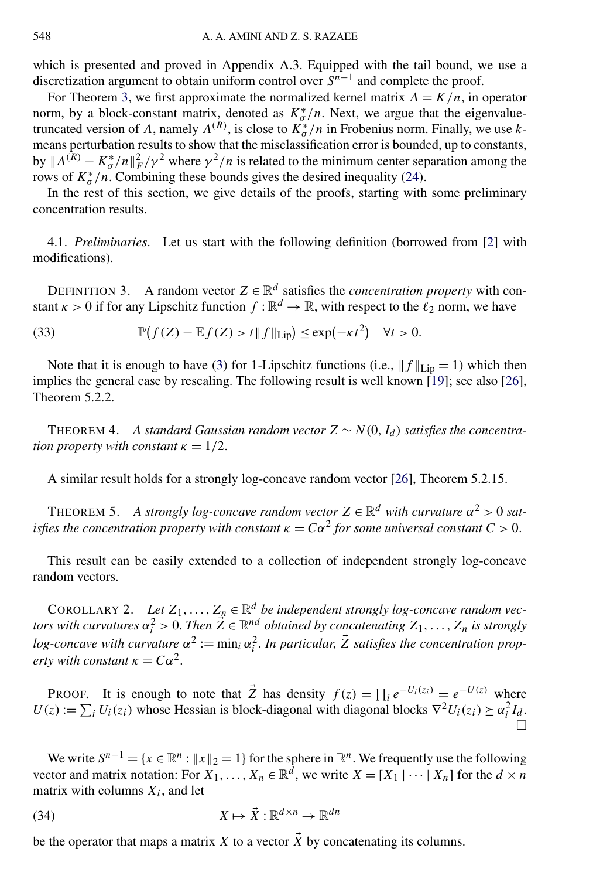which is presented and proved in Appendix A.3. Equipped with the tail bound, we use a discretization argument to obtain uniform control over $S^{n-1}$ and complete the proof.

For Theorem 3, we first approximate the normalized kernel matrix $A = K/n$, in operator norm, by a block-constant matrix, denoted as $K_\sigma^*/n$. Next, we argue that the eigenvalue-truncated version of $A$, namely $A^{(R)}$, is close to $K_\sigma^*/n$ in Frobenius norm. Finally, we use $k$-means perturbation results to show that the misclassification error is bounded, up to constants, by $\|A^{(R)} - K_\sigma^*/n\|_F^2/\gamma^2$ where $\gamma^2/n$ is related to the minimum center separation among the rows of $K_\sigma^*/n$. Combining these bounds gives the desired inequality (24).

In the rest of this section, we give details of the proofs, starting with some preliminary concentration results.

## 4.1. *Preliminaries*.

Let us start with the following definition (borrowed from [2] with modifications).

DEFINITION 3. A random vector $Z \in \mathbb{R}^d$ satisfies the *concentration property* with constant $\kappa > 0$ if for any Lipschitz function $f : \mathbb{R}^d \to \mathbb{R}$, with respect to the $\ell_2$ norm, we have

$$\mathbb{P}\big(f(Z) - \mathbb{E} f(Z) > t\|f\|_{\mathrm{Lip}}\big) \le \exp(-\kappa t^2) \quad \forall t > 0. \tag{33}$$

Note that it is enough to have (3) for 1-Lipschitz functions (i.e., $\|f\|_{\mathrm{Lip}} = 1$) which then implies the general case by rescaling. The following result is well known [19]; see also [26], Theorem 5.2.2.

THEOREM 4. *A standard Gaussian random vector $Z \sim N(0, I_d)$ satisfies the concentration property with constant $\kappa = 1/2$.*

A similar result holds for a strongly log-concave random vector [26], Theorem 5.2.15.

THEOREM 5. *A strongly log-concave random vector $Z \in \mathbb{R}^d$ with curvature $\alpha^2 > 0$ satisfies the concentration property with constant $\kappa = C\alpha^2$ for some universal constant $C > 0$.*

This result can be easily extended to a collection of independent strongly log-concave random vectors.

COROLLARY 2. *Let $Z_1, \dots, Z_n \in \mathbb{R}^d$ be independent strongly log-concave random vectors with curvatures $\alpha_i^2 > 0$. Then $\vec{Z} \in \mathbb{R}^{nd}$ obtained by concatenating $Z_1, \dots, Z_n$ is strongly log-concave with curvature $\alpha^2 := \min_i \alpha_i^2$. In particular, $\vec{Z}$ satisfies the concentration property with constant $\kappa = C\alpha^2$.*

PROOF. It is enough to note that $\vec{Z}$ has density $f(z) = \prod_i e^{-U_i(z_i)} = e^{-U(z)}$ where $U(z) := \sum_i U_i(z_i)$ whose Hessian is block-diagonal with diagonal blocks $\nabla^2 U_i(z_i) \succeq \alpha_i^2 I_d$. □

We write $S^{n-1} = \{x \in \mathbb{R}^n : \|x\|_2 = 1\}$ for the sphere in $\mathbb{R}^n$. We frequently use the following vector and matrix notation: For $X_1, \dots, X_n \in \mathbb{R}^d$, we write $X = [X_1 \mid \cdots \mid X_n]$ for the $d \times n$ matrix with columns $X_i$, and let

$$X \mapsto \vec{X} : \mathbb{R}^{d\times n} \to \mathbb{R}^{dn} \tag{34}$$

be the operator that maps a matrix $X$ to a vector $\vec{X}$ by concatenating its columns.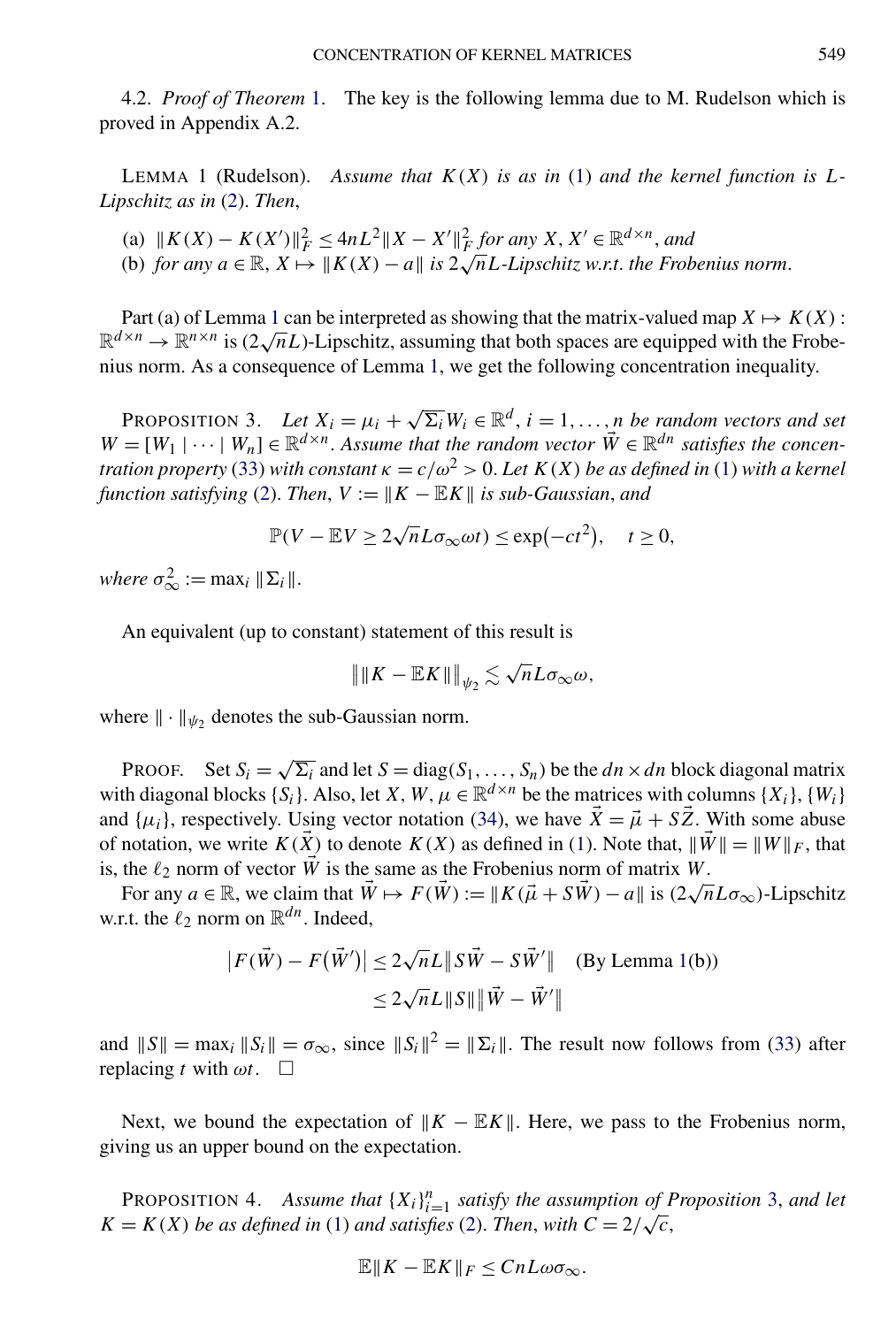4.2. *Proof of Theorem* 1. The key is the following lemma due to M. Rudelson which is proved in Appendix A.2.

LEMMA 1 (Rudelson). *Assume that $K(X)$ is as in* (1) *and the kernel function is $L$-Lipschitz as in* (2). *Then*,

(a) $\|K(X) - K(X')\|_F^2 \le 4nL^2\|X - X'\|_F^2$ *for any* $X, X' \in \mathbb{R}^{d\times n}$, *and*
(b) *for any* $a \in \mathbb{R}$, $X \mapsto \|K(X) - a\|$ *is* $2\sqrt{n}L$*-Lipschitz w.r.t. the Frobenius norm*.

Part (a) of Lemma 1 can be interpreted as showing that the matrix-valued map $X \mapsto K(X) : \mathbb{R}^{d\times n} \to \mathbb{R}^{n\times n}$ is $(2\sqrt{n}L)$-Lipschitz, assuming that both spaces are equipped with the Frobenius norm. As a consequence of Lemma 1, we get the following concentration inequality.

PROPOSITION 3. *Let* $X_i = \mu_i + \sqrt{\Sigma_i}W_i \in \mathbb{R}^d$, $i = 1, \dots, n$ *be random vectors and set* $W = [W_1 \mid \cdots \mid W_n] \in \mathbb{R}^{d\times n}$. *Assume that the random vector* $\vec{W} \in \mathbb{R}^{dn}$ *satisfies the concentration property* (33) *with constant* $\kappa = c/\omega^2 > 0$. *Let* $K(X)$ *be as defined in* (1) *with a kernel function satisfying* (2). *Then*, $V := \|K - \mathbb{E}K\|$ *is sub-Gaussian, and*

$$\mathbb{P}(V - \mathbb{E}V \ge 2\sqrt{n}L\sigma_\infty\omega t) \le \exp(-ct^2), \quad t \ge 0,$$

*where* $\sigma_\infty^2 := \max_i \|\Sigma_i\|$.

An equivalent (up to constant) statement of this result is

$$\big\|\|K - \mathbb{E}K\|\big\|_{\psi_2} \lesssim \sqrt{n}L\sigma_\infty\omega,$$

where $\|\cdot\|_{\psi_2}$ denotes the sub-Gaussian norm.

PROOF. Set $S_i = \sqrt{\Sigma_i}$ and let $S = \mathrm{diag}(S_1, \dots, S_n)$ be the $dn \times dn$ block diagonal matrix with diagonal blocks $\{S_i\}$. Also, let $X, W, \mu \in \mathbb{R}^{d\times n}$ be the matrices with columns $\{X_i\}$, $\{W_i\}$ and $\{\mu_i\}$, respectively. Using vector notation (34), we have $\vec{X} = \vec{\mu} + S\vec{Z}$. With some abuse of notation, we write $K(\vec{X})$ to denote $K(X)$ as defined in (1). Note that, $\|\vec{W}\| = \|W\|_F$, that is, the $\ell_2$ norm of vector $\vec{W}$ is the same as the Frobenius norm of matrix $W$.

For any $a \in \mathbb{R}$, we claim that $\vec{W} \mapsto F(\vec{W}) := \|K(\vec{\mu} + S\vec{W}) - a\|$ is $(2\sqrt{n}L\sigma_\infty)$-Lipschitz w.r.t. the $\ell_2$ norm on $\mathbb{R}^{dn}$. Indeed,

$$\begin{aligned}
|F(\vec{W}) - F(\vec{W}')| &\le 2\sqrt{n}L\|S\vec{W} - S\vec{W}'\| \quad \text{(By Lemma 1(b))} \\
&\le 2\sqrt{n}L\|S\|\|\vec{W} - \vec{W}'\|
\end{aligned}$$

and $\|S\| = \max_i \|S_i\| = \sigma_\infty$, since $\|S_i\|^2 = \|\Sigma_i\|$. The result now follows from (33) after replacing $t$ with $\omega t$. $\square$

Next, we bound the expectation of $\|K - \mathbb{E}K\|$. Here, we pass to the Frobenius norm, giving us an upper bound on the expectation.

PROPOSITION 4. *Assume that* $\{X_i\}_{i=1}^n$ *satisfy the assumption of Proposition* 3, *and let* $K = K(X)$ *be as defined in* (1) *and satisfies* (2). *Then, with* $C = 2/\sqrt{c}$,

$$\mathbb{E}\|K - \mathbb{E}K\|_F \le CnL\omega\sigma_\infty.$$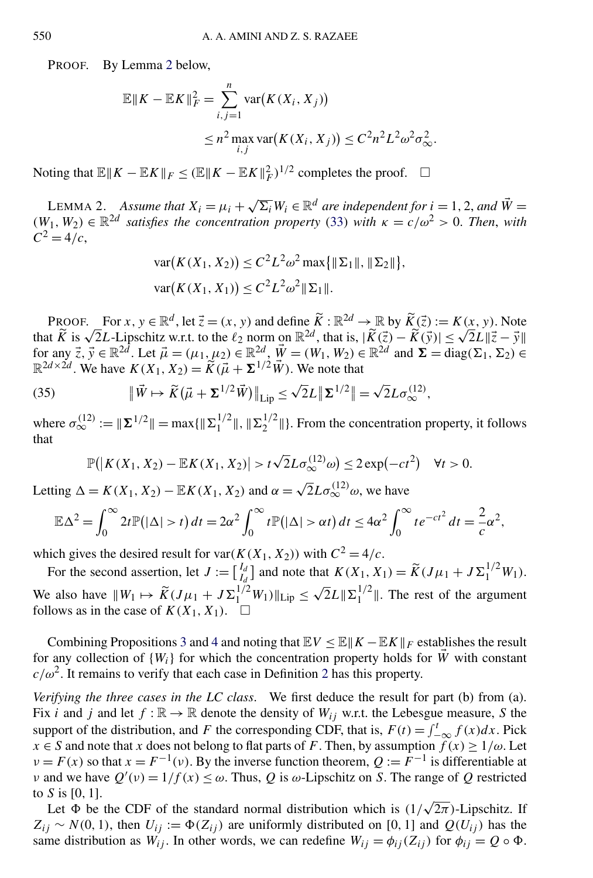PROOF. By Lemma 2 below,

$$\mathbb{E}\|K - \mathbb{E}K\|_F^2 = \sum_{i,j=1}^n \operatorname{var}\bigl(K(X_i, X_j)\bigr)$$
$$\leq n^2 \max_{i,j} \operatorname{var}\bigl(K(X_i, X_j)\bigr) \leq C^2 n^2 L^2 \omega^2 \sigma_\infty^2.$$

Noting that $\mathbb{E}\|K - \mathbb{E}K\|_F \leq (\mathbb{E}\|K - \mathbb{E}K\|_F^2)^{1/2}$ completes the proof. $\square$

LEMMA 2. *Assume that $X_i = \mu_i + \sqrt{\Sigma_i} W_i \in \mathbb{R}^d$ are independent for $i = 1, 2$, and $\vec{W} = (W_1, W_2) \in \mathbb{R}^{2d}$ satisfies the concentration property* (33) *with $\kappa = c/\omega^2 > 0$. Then, with $C^2 = 4/c$,*

$$\operatorname{var}\bigl(K(X_1, X_2)\bigr) \leq C^2 L^2 \omega^2 \max\{\|\Sigma_1\|, \|\Sigma_2\|\},$$
$$\operatorname{var}\bigl(K(X_1, X_1)\bigr) \leq C^2 L^2 \omega^2 \|\Sigma_1\|.$$

PROOF. For $x, y \in \mathbb{R}^d$, let $\vec{z} = (x, y)$ and define $\widetilde{K} : \mathbb{R}^{2d} \to \mathbb{R}$ by $\widetilde{K}(\vec{z}) := K(x, y)$. Note that $\widetilde{K}$ is $\sqrt{2}L$-Lipschitz w.r.t. the $\ell_2$ norm on $\mathbb{R}^{2d}$, that is, $|\widetilde{K}(\vec{z}) - \widetilde{K}(\vec{y})| \leq \sqrt{2}L\|\vec{z} - \vec{y}\|$ for any $\vec{z}, \vec{y} \in \mathbb{R}^{2d}$. Let $\vec{\mu} = (\mu_1, \mu_2) \in \mathbb{R}^{2d}$, $\vec{W} = (W_1, W_2) \in \mathbb{R}^{2d}$ and $\mathbf{\Sigma} = \operatorname{diag}(\Sigma_1, \Sigma_2) \in \mathbb{R}^{2d \times 2d}$. We have $K(X_1, X_2) = \widetilde{K}(\vec{\mu} + \mathbf{\Sigma}^{1/2}\vec{W})$. We note that

$$\bigl\|\vec{W} \mapsto \widetilde{K}\bigl(\vec{\mu} + \mathbf{\Sigma}^{1/2}\vec{W}\bigr)\bigr\|_{\mathrm{Lip}} \leq \sqrt{2}L\bigl\|\mathbf{\Sigma}^{1/2}\bigr\| = \sqrt{2}L\sigma_\infty^{(12)}, \tag{35}$$

where $\sigma_\infty^{(12)} := \|\mathbf{\Sigma}^{1/2}\| = \max\{\|\Sigma_1^{1/2}\|, \|\Sigma_2^{1/2}\|\}$. From the concentration property, it follows that

$$\mathbb{P}\bigl(\bigl|K(X_1, X_2) - \mathbb{E}K(X_1, X_2)\bigr| > t\sqrt{2}L\sigma_\infty^{(12)}\omega\bigr) \leq 2\exp\bigl(-ct^2\bigr) \quad \forall t > 0.$$

Letting $\Delta = K(X_1, X_2) - \mathbb{E}K(X_1, X_2)$ and $\alpha = \sqrt{2}L\sigma_\infty^{(12)}\omega$, we have

$$\mathbb{E}\Delta^2 = \int_0^\infty 2t\mathbb{P}\bigl(|\Delta| > t\bigr)\,dt = 2\alpha^2 \int_0^\infty t\mathbb{P}\bigl(|\Delta| > \alpha t\bigr)\,dt \leq 4\alpha^2 \int_0^\infty te^{-ct^2}\,dt = \frac{2}{c}\alpha^2,$$

which gives the desired result for $\operatorname{var}(K(X_1, X_2))$ with $C^2 = 4/c$.

For the second assertion, let $J := \left[\begin{smallmatrix} I_d \\ I_d \end{smallmatrix}\right]$ and note that $K(X_1, X_1) = \widetilde{K}(J\mu_1 + J\Sigma_1^{1/2}W_1)$. We also have $\|W_1 \mapsto \widetilde{K}(J\mu_1 + J\Sigma_1^{1/2}W_1)\|_{\mathrm{Lip}} \leq \sqrt{2}L\|\Sigma_1^{1/2}\|$. The rest of the argument follows as in the case of $K(X_1, X_1)$. $\square$

Combining Propositions 3 and 4 and noting that $\mathbb{E}V \leq \mathbb{E}\|K - \mathbb{E}K\|_F$ establishes the result for any collection of $\{W_i\}$ for which the concentration property holds for $\vec{W}$ with constant $c/\omega^2$. It remains to verify that each case in Definition 2 has this property.

*Verifying the three cases in the LC class.* We first deduce the result for part (b) from (a). Fix $i$ and $j$ and let $f : \mathbb{R} \to \mathbb{R}$ denote the density of $W_{ij}$ w.r.t. the Lebesgue measure, $S$ the support of the distribution, and $F$ the corresponding CDF, that is, $F(t) = \int_{-\infty}^t f(x)dx$. Pick $x \in S$ and note that $x$ does not belong to flat parts of $F$. Then, by assumption $f(x) \geq 1/\omega$. Let $\nu = F(x)$ so that $x = F^{-1}(\nu)$. By the inverse function theorem, $Q := F^{-1}$ is differentiable at $\nu$ and we have $Q'(\nu) = 1/f(x) \leq \omega$. Thus, $Q$ is $\omega$-Lipschitz on $S$. The range of $Q$ restricted to $S$ is $[0, 1]$.

Let $\Phi$ be the CDF of the standard normal distribution which is $(1/\sqrt{2\pi})$-Lipschitz. If $Z_{ij} \sim N(0, 1)$, then $U_{ij} := \Phi(Z_{ij})$ are uniformly distributed on $[0, 1]$ and $Q(U_{ij})$ has the same distribution as $W_{ij}$. In other words, we can redefine $W_{ij} = \phi_{ij}(Z_{ij})$ for $\phi_{ij} = Q \circ \Phi$.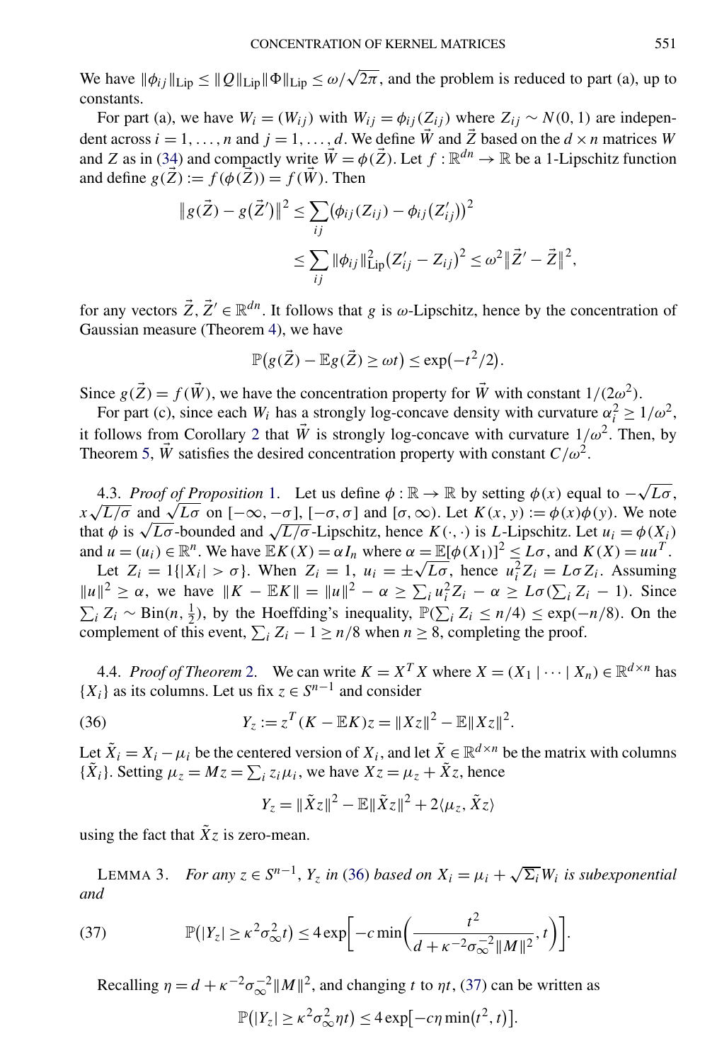We have $\|\phi_{ij}\|_{\text{Lip}} \le \|Q\|_{\text{Lip}} \|\Phi\|_{\text{Lip}} \le \omega/\sqrt{2\pi}$, and the problem is reduced to part (a), up to constants.

For part (a), we have $W_i = (W_{ij})$ with $W_{ij} = \phi_{ij}(Z_{ij})$ where $Z_{ij} \sim N(0,1)$ are independent across $i = 1, \dots, n$ and $j = 1, \dots, d$. We define $\vec{W}$ and $\vec{Z}$ based on the $d \times n$ matrices $W$ and $Z$ as in (34) and compactly write $\vec{W} = \phi(\vec{Z})$. Let $f : \mathbb{R}^{dn} \to \mathbb{R}$ be a 1-Lipschitz function and define $g(\vec{Z}) := f(\phi(\vec{Z})) = f(\vec{W})$. Then

$$
\begin{aligned}
\|g(\vec{Z}) - g(\vec{Z}')\|^2 &\le \sum_{ij} \big(\phi_{ij}(Z_{ij}) - \phi_{ij}(Z'_{ij})\big)^2 \\
&\le \sum_{ij} \|\phi_{ij}\|_{\text{Lip}}^2 (Z'_{ij} - Z_{ij})^2 \le \omega^2 \|\vec{Z}' - \vec{Z}\|^2,
\end{aligned}
$$

for any vectors $\vec{Z}, \vec{Z}' \in \mathbb{R}^{dn}$. It follows that $g$ is $\omega$-Lipschitz, hence by the concentration of Gaussian measure (Theorem 4), we have

$$
\mathbb{P}\big(g(\vec{Z}) - \mathbb{E}g(\vec{Z}) \ge \omega t\big) \le \exp(-t^2/2).
$$

Since $g(\vec{Z}) = f(\vec{W})$, we have the concentration property for $\vec{W}$ with constant $1/(2\omega^2)$.

For part (c), since each $W_i$ has a strongly log-concave density with curvature $\alpha_i^2 \ge 1/\omega^2$, it follows from Corollary 2 that $\vec{W}$ is strongly log-concave with curvature $1/\omega^2$. Then, by Theorem 5, $\vec{W}$ satisfies the desired concentration property with constant $C/\omega^2$.

4.3. *Proof of Proposition* 1. Let us define $\phi : \mathbb{R} \to \mathbb{R}$ by setting $\phi(x)$ equal to $-\sqrt{L\sigma}$, $x\sqrt{L/\sigma}$ and $\sqrt{L\sigma}$ on $[-\infty, -\sigma]$, $[-\sigma, \sigma]$ and $[\sigma, \infty)$. Let $K(x,y) := \phi(x)\phi(y)$. We note that $\phi$ is $\sqrt{L\sigma}$-bounded and $\sqrt{L/\sigma}$-Lipschitz, hence $K(\cdot,\cdot)$ is $L$-Lipschitz. Let $u_i = \phi(X_i)$ and $u = (u_i) \in \mathbb{R}^n$. We have $\mathbb{E}K(X) = \alpha I_n$ where $\alpha = \mathbb{E}[\phi(X_1)]^2 \le L\sigma$, and $K(X) = uu^T$.

Let $Z_i = 1\{|X_i| > \sigma\}$. When $Z_i = 1$, $u_i = \pm\sqrt{L\sigma}$, hence $u_i^2 Z_i = L\sigma Z_i$. Assuming $\|u\|^2 \ge \alpha$, we have $\|K - \mathbb{E}K\| = \|u\|^2 - \alpha \ge \sum_i u_i^2 Z_i - \alpha \ge L\sigma(\sum_i Z_i - 1)$. Since $\sum_i Z_i \sim \text{Bin}(n, \frac{1}{2})$, by the Hoeffding's inequality, $\mathbb{P}(\sum_i Z_i \le n/4) \le \exp(-n/8)$. On the complement of this event, $\sum_i Z_i - 1 \ge n/8$ when $n \ge 8$, completing the proof.

4.4. *Proof of Theorem* 2. We can write $K = X^T X$ where $X = (X_1 \mid \cdots \mid X_n) \in \mathbb{R}^{d \times n}$ has $\{X_i\}$ as its columns. Let us fix $z \in S^{n-1}$ and consider

$$
Y_z := z^T(K - \mathbb{E}K)z = \|Xz\|^2 - \mathbb{E}\|Xz\|^2. \tag{36}
$$

Let $\tilde{X}_i = X_i - \mu_i$ be the centered version of $X_i$, and let $\tilde{X} \in \mathbb{R}^{d \times n}$ be the matrix with columns $\{\tilde{X}_i\}$. Setting $\mu_z = Mz = \sum_i z_i \mu_i$, we have $Xz = \mu_z + \tilde{X}z$, hence

$$
Y_z = \|\tilde{X}z\|^2 - \mathbb{E}\|\tilde{X}z\|^2 + 2\langle \mu_z, \tilde{X}z\rangle
$$

using the fact that $\tilde{X}z$ is zero-mean.

LEMMA 3. *For any $z \in S^{n-1}$, $Y_z$ in (36) based on $X_i = \mu_i + \sqrt{\Sigma_i} W_i$ is subexponential and*

$$
\mathbb{P}\big(|Y_z| \ge \kappa^2 \sigma_\infty^2 t\big) \le 4\exp\left[-c\min\left(\frac{t^2}{d + \kappa^{-2}\sigma_\infty^{-2}\|M\|^2}, t\right)\right]. \tag{37}
$$

Recalling $\eta = d + \kappa^{-2}\sigma_\infty^{-2}\|M\|^2$, and changing $t$ to $\eta t$, (37) can be written as

$$
\mathbb{P}\big(|Y_z| \ge \kappa^2 \sigma_\infty^2 \eta t\big) \le 4\exp\big[-c\eta \min(t^2, t)\big].
$$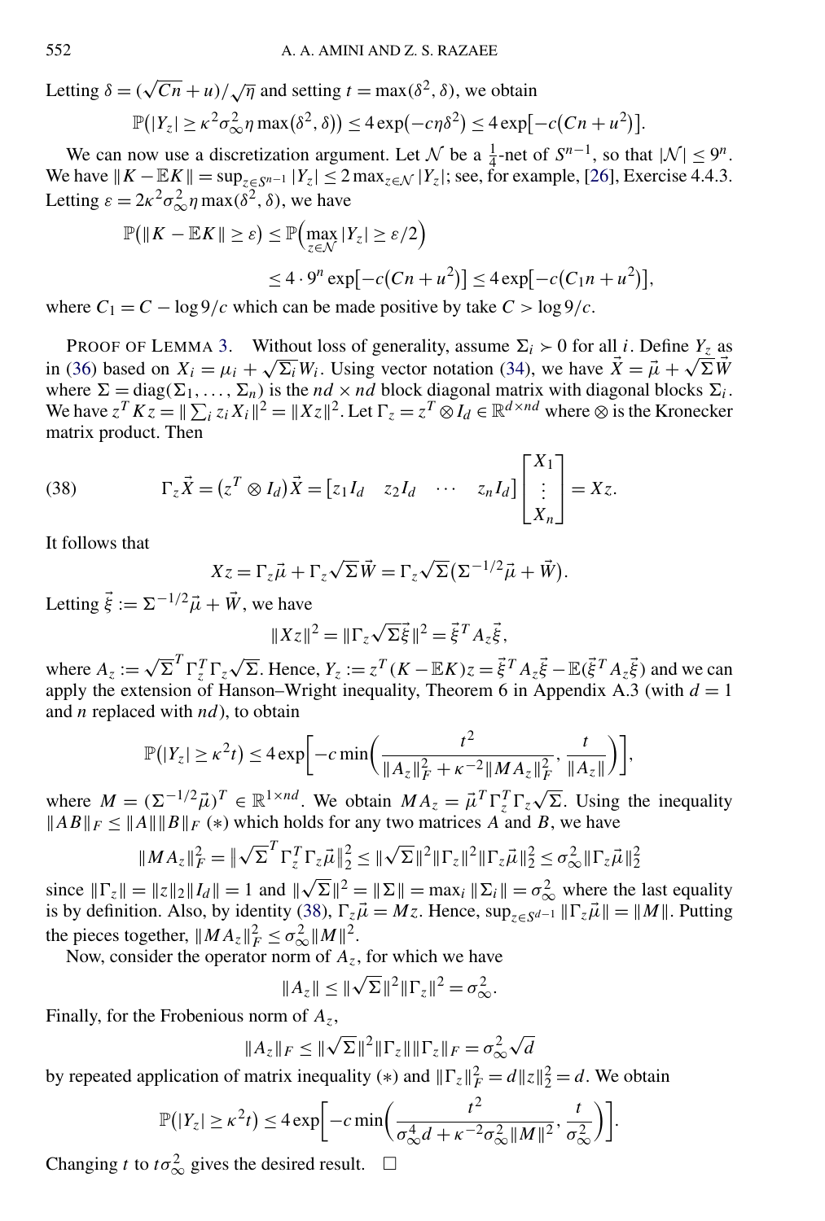Letting $\delta = (\sqrt{Cn} + u)/\sqrt{\eta}$ and setting $t = \max(\delta^2, \delta)$, we obtain

$$\mathbb{P}\big(|Y_z| \geq \kappa^2 \sigma_\infty^2 \eta \max(\delta^2, \delta)\big) \leq 4\exp(-c\eta\delta^2) \leq 4\exp\big[-c(Cn + u^2)\big].$$

We can now use a discretization argument. Let $\mathcal{N}$ be a $\frac{1}{4}$-net of $S^{n-1}$, so that $|\mathcal{N}| \leq 9^n$. We have $\|K - \mathbb{E}K\| = \sup_{z \in S^{n-1}} |Y_z| \leq 2\max_{z\in\mathcal{N}} |Y_z|$; see, for example, [26], Exercise 4.4.3. Letting $\varepsilon = 2\kappa^2\sigma_\infty^2 \eta \max(\delta^2, \delta)$, we have

$$\begin{aligned}\mathbb{P}\big(\|K - \mathbb{E}K\| \geq \varepsilon\big) &\leq \mathbb{P}\Big(\max_{z\in\mathcal{N}} |Y_z| \geq \varepsilon/2\Big) \\ &\leq 4 \cdot 9^n \exp\big[-c(Cn + u^2)\big] \leq 4\exp\big[-c(C_1 n + u^2)\big],\end{aligned}$$

where $C_1 = C - \log 9/c$ which can be made positive by take $C > \log 9/c$.

PROOF OF LEMMA 3. Without loss of generality, assume $\Sigma_i \succ 0$ for all $i$. Define $Y_z$ as in (36) based on $X_i = \mu_i + \sqrt{\Sigma_i} W_i$. Using vector notation (34), we have $\vec{X} = \vec{\mu} + \sqrt{\Sigma}\vec{W}$ where $\Sigma = \operatorname{diag}(\Sigma_1, \dots, \Sigma_n)$ is the $nd \times nd$ block diagonal matrix with diagonal blocks $\Sigma_i$. We have $z^T K z = \|\sum_i z_i X_i\|^2 = \|Xz\|^2$. Let $\Gamma_z = z^T \otimes I_d \in \mathbb{R}^{d\times nd}$ where $\otimes$ is the Kronecker matrix product. Then

$$\Gamma_z \vec{X} = (z^T \otimes I_d)\vec{X} = \begin{bmatrix} z_1 I_d & z_2 I_d & \cdots & z_n I_d\end{bmatrix} \begin{bmatrix} X_1 \\ \vdots \\ X_n \end{bmatrix} = Xz. \tag{38}$$

It follows that

$$Xz = \Gamma_z \vec{\mu} + \Gamma_z \sqrt{\Sigma}\vec{W} = \Gamma_z \sqrt{\Sigma}\big(\Sigma^{-1/2}\vec{\mu} + \vec{W}\big).$$

Letting $\vec{\xi} := \Sigma^{-1/2}\vec{\mu} + \vec{W}$, we have

$$\|Xz\|^2 = \|\Gamma_z\sqrt{\Sigma}\vec{\xi}\|^2 = \vec{\xi}^T A_z \vec{\xi},$$

where $A_z := \sqrt{\Sigma}^T \Gamma_z^T \Gamma_z \sqrt{\Sigma}$. Hence, $Y_z := z^T(K - \mathbb{E}K)z = \vec{\xi}^T A_z \vec{\xi} - \mathbb{E}(\vec{\xi}^T A_z \vec{\xi})$ and we can apply the extension of Hanson–Wright inequality, Theorem 6 in Appendix A.3 (with $d = 1$ and $n$ replaced with $nd$), to obtain

$$\mathbb{P}\big(|Y_z| \geq \kappa^2 t\big) \leq 4\exp\bigg[-c\min\bigg(\frac{t^2}{\|A_z\|_F^2 + \kappa^{-2}\|MA_z\|_F^2}, \frac{t}{\|A_z\|}\bigg)\bigg],$$

where $M = (\Sigma^{-1/2}\vec{\mu})^T \in \mathbb{R}^{1\times nd}$. We obtain $MA_z = \vec{\mu}^T\Gamma_z^T\Gamma_z\sqrt{\Sigma}$. Using the inequality $\|AB\|_F \leq \|A\|\|B\|_F$ (∗) which holds for any two matrices $A$ and $B$, we have

$$\|MA_z\|_F^2 = \big\|\sqrt{\Sigma}^T\Gamma_z^T\Gamma_z\vec{\mu}\big\|_2^2 \leq \|\sqrt{\Sigma}\|^2\|\Gamma_z\|^2\|\Gamma_z\vec{\mu}\|_2^2 \leq \sigma_\infty^2\|\Gamma_z\vec{\mu}\|_2^2$$

since $\|\Gamma_z\| = \|z\|_2\|I_d\| = 1$ and $\|\sqrt{\Sigma}\|^2 = \|\Sigma\| = \max_i \|\Sigma_i\| = \sigma_\infty^2$ where the last equality is by definition. Also, by identity (38), $\Gamma_z\vec{\mu} = Mz$. Hence, $\sup_{z\in S^{d-1}}\|\Gamma_z\vec{\mu}\| = \|M\|$. Putting the pieces together, $\|MA_z\|_F^2 \leq \sigma_\infty^2\|M\|^2$.

Now, consider the operator norm of $A_z$, for which we have

$$\|A_z\| \leq \|\sqrt{\Sigma}\|^2\|\Gamma_z\|^2 = \sigma_\infty^2.$$

Finally, for the Frobenius norm of $A_z$,

$$\|A_z\|_F \leq \|\sqrt{\Sigma}\|^2\|\Gamma_z\|\|\Gamma_z\|_F = \sigma_\infty^2\sqrt{d}$$

by repeated application of matrix inequality (∗) and $\|\Gamma_z\|_F^2 = d\|z\|_2^2 = d$. We obtain

$$\mathbb{P}\big(|Y_z| \geq \kappa^2 t\big) \leq 4\exp\bigg[-c\min\bigg(\frac{t^2}{\sigma_\infty^4 d + \kappa^{-2}\sigma_\infty^2\|M\|^2}, \frac{t}{\sigma_\infty^2}\bigg)\bigg].$$

Changing $t$ to $t\sigma_\infty^2$ gives the desired result. □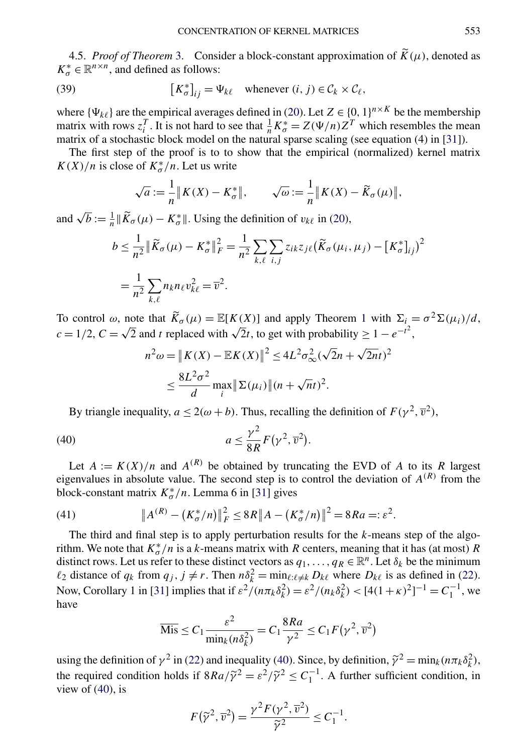4.5. *Proof of Theorem 3.* Consider a block-constant approximation of $\widetilde{K}(\mu)$, denoted as $K^*_\sigma \in \mathbb{R}^{n\times n}$, and defined as follows:

$$\big[K^*_\sigma\big]_{ij} = \Psi_{k\ell} \quad \text{whenever } (i,j) \in \mathcal{C}_k \times \mathcal{C}_\ell, \tag{39}$$

where $\{\Psi_{k\ell}\}$ are the empirical averages defined in (20). Let $Z \in \{0,1\}^{n\times K}$ be the membership matrix with rows $z_i^T$. It is not hard to see that $\frac{1}{n}K^*_\sigma = Z(\Psi/n)Z^T$ which resembles the mean matrix of a stochastic block model on the natural sparse scaling (see equation (4) in [31]).

The first step of the proof is to to show that the empirical (normalized) kernel matrix $K(X)/n$ is close of $K^*_\sigma/n$. Let us write

$$\sqrt{a} := \frac{1}{n}\big\|K(X) - K^*_\sigma\big\|, \qquad \sqrt{\omega} := \frac{1}{n}\big\|K(X) - \widetilde{K}_\sigma(\mu)\big\|,$$

and $\sqrt{b} := \frac{1}{n}\|\widetilde{K}_\sigma(\mu) - K^*_\sigma\|$. Using the definition of $v_{k\ell}$ in (20),

$$\begin{aligned} b &\le \frac{1}{n^2}\big\|\widetilde{K}_\sigma(\mu) - K^*_\sigma\big\|_F^2 = \frac{1}{n^2}\sum_{k,\ell}\sum_{i,j} z_{ik}z_{j\ell}\big(\widetilde{K}_\sigma(\mu_i,\mu_j) - \big[K^*_\sigma\big]_{ij}\big)^2 \\ &= \frac{1}{n^2}\sum_{k,\ell} n_k n_\ell v_{k\ell}^2 = \overline{v}^2. \end{aligned}$$

To control $\omega$, note that $\widetilde{K}_\sigma(\mu) = \mathbb{E}[K(X)]$ and apply Theorem 1 with $\Sigma_i = \sigma^2\Sigma(\mu_i)/d$, $c = 1/2$, $C = \sqrt{2}$ and $t$ replaced with $\sqrt{2}t$, to get with probability $\ge 1 - e^{-t^2}$,

$$\begin{aligned} n^2\omega = \big\|K(X) - \mathbb{E}K(X)\big\|^2 &\le 4L^2\sigma_\infty^2(\sqrt{2}n + \sqrt{2n}t)^2 \\ &\le \frac{8L^2\sigma^2}{d}\max_i\big\|\Sigma(\mu_i)\big\|(n + \sqrt{n}t)^2. \end{aligned}$$

By triangle inequality, $a \le 2(\omega + b)$. Thus, recalling the definition of $F(\gamma^2, \overline{v}^2)$,

$$a \le \frac{\gamma^2}{8R}F\big(\gamma^2, \overline{v}^2\big). \tag{40}$$

Let $A := K(X)/n$ and $A^{(R)}$ be obtained by truncating the EVD of $A$ to its $R$ largest eigenvalues in absolute value. The second step is to control the deviation of $A^{(R)}$ from the block-constant matrix $K^*_\sigma/n$. Lemma 6 in [31] gives

$$\big\|A^{(R)} - \big(K^*_\sigma/n\big)\big\|_F^2 \le 8R\big\|A - \big(K^*_\sigma/n\big)\big\|^2 = 8Ra =: \varepsilon^2. \tag{41}$$

The third and final step is to apply perturbation results for the $k$-means step of the algorithm. We note that $K^*_\sigma/n$ is a $k$-means matrix with $R$ centers, meaning that it has (at most) $R$ distinct rows. Let us refer to these distinct vectors as $q_1,\dots,q_R \in \mathbb{R}^n$. Let $\delta_k$ be the minimum $\ell_2$ distance of $q_k$ from $q_j$, $j \neq r$. Then $n\delta_k^2 = \min_{\ell:\ell\neq k} D_{k\ell}$ where $D_{k\ell}$ is as defined in (22). Now, Corollary 1 in [31] implies that if $\varepsilon^2/(n\pi_k\delta_k^2) = \varepsilon^2/(n_k\delta_k^2) < [4(1+\kappa)^2]^{-1} = C_1^{-1}$, we have

$$\overline{\text{Mis}} \le C_1\frac{\varepsilon^2}{\min_k(n\delta_k^2)} = C_1\frac{8Ra}{\gamma^2} \le C_1F\big(\gamma^2, \overline{v}^2\big)$$

using the definition of $\gamma^2$ in (22) and inequality (40). Since, by definition, $\widetilde{\gamma}^2 = \min_k(n\pi_k\delta_k^2)$, the required condition holds if $8Ra/\widetilde{\gamma}^2 = \varepsilon^2/\widetilde{\gamma}^2 \le C_1^{-1}$. A further sufficient condition, in view of (40), is

$$F\big(\widetilde{\gamma}^2, \overline{v}^2\big) = \frac{\gamma^2 F(\gamma^2, \overline{v}^2)}{\widetilde{\gamma}^2} \le C_1^{-1}.$$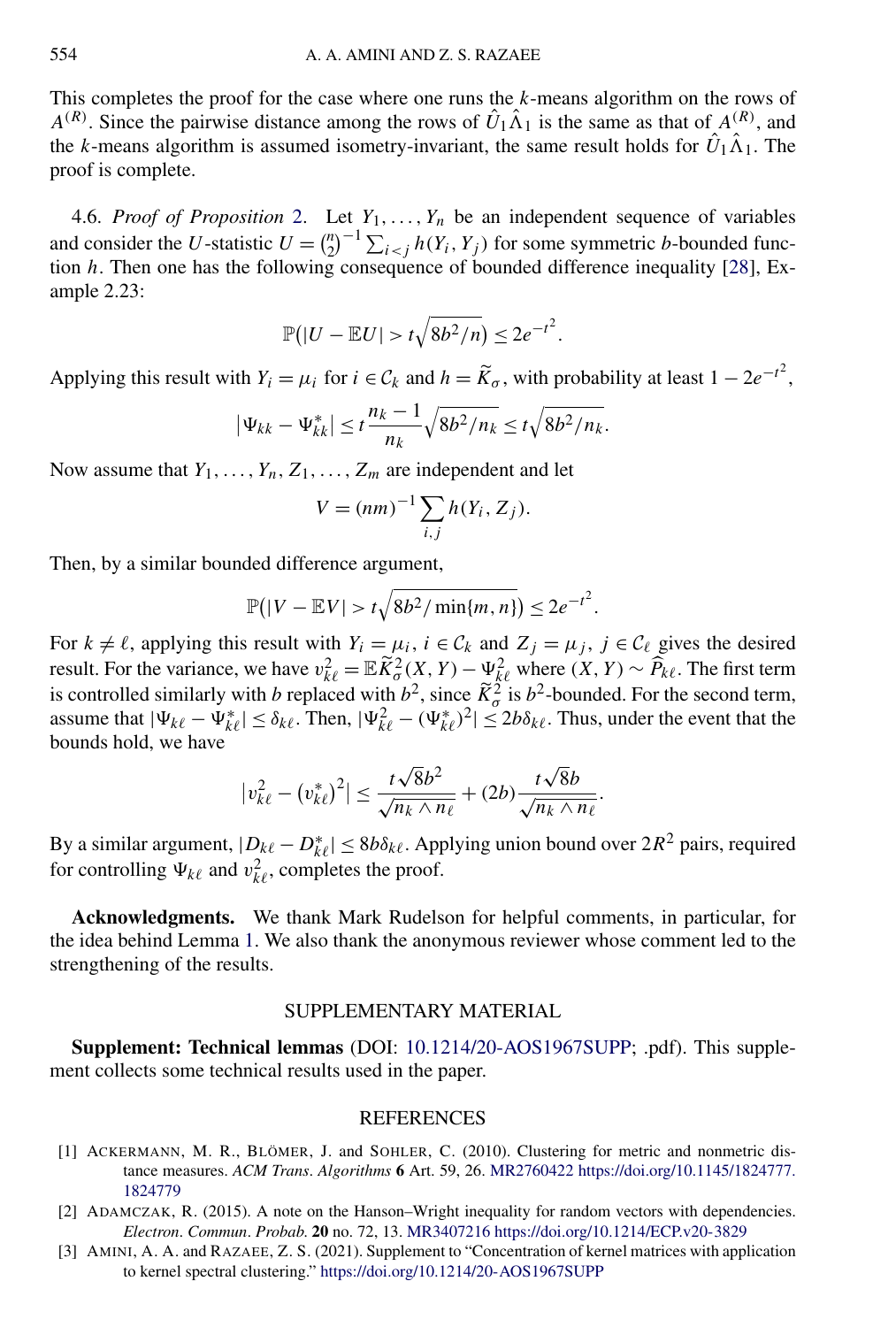This completes the proof for the case where one runs the $k$-means algorithm on the rows of $A^{(R)}$. Since the pairwise distance among the rows of $\hat{U}_1\hat{\Lambda}_1$ is the same as that of $A^{(R)}$, and the $k$-means algorithm is assumed isometry-invariant, the same result holds for $\hat{U}_1\hat{\Lambda}_1$. The proof is complete.

4.6. *Proof of Proposition* 2. Let $Y_1, \dots, Y_n$ be an independent sequence of variables and consider the $U$-statistic $U = \binom{n}{2}^{-1} \sum_{i<j} h(Y_i, Y_j)$ for some symmetric $b$-bounded function $h$. Then one has the following consequence of bounded difference inequality [28], Example 2.23:

$$\mathbb{P}\big(|U - \mathbb{E}U| > t\sqrt{8b^2/n}\big) \le 2e^{-t^2}.$$

Applying this result with $Y_i = \mu_i$ for $i \in \mathcal{C}_k$ and $h = \widetilde{K}_\sigma$, with probability at least $1 - 2e^{-t^2}$,

$$|\Psi_{kk} - \Psi^*_{kk}| \le t\frac{n_k - 1}{n_k}\sqrt{8b^2/n_k} \le t\sqrt{8b^2/n_k}.$$

Now assume that $Y_1, \dots, Y_n, Z_1, \dots, Z_m$ are independent and let

$$V = (nm)^{-1}\sum_{i,j} h(Y_i, Z_j).$$

Then, by a similar bounded difference argument,

$$\mathbb{P}\big(|V - \mathbb{E}V| > t\sqrt{8b^2/\min\{m,n\}}\big) \le 2e^{-t^2}.$$

For $k \ne \ell$, applying this result with $Y_i = \mu_i$, $i \in \mathcal{C}_k$ and $Z_j = \mu_j$, $j \in \mathcal{C}_\ell$ gives the desired result. For the variance, we have $v^2_{k\ell} = \mathbb{E}\widetilde{K}^2_\sigma(X,Y) - \Psi^2_{k\ell}$ where $(X,Y) \sim \widehat{P}_{k\ell}$. The first term is controlled similarly with $b$ replaced with $b^2$, since $\widetilde{K}^2_\sigma$ is $b^2$-bounded. For the second term, assume that $|\Psi_{k\ell} - \Psi^*_{k\ell}| \le \delta_{k\ell}$. Then, $|\Psi^2_{k\ell} - (\Psi^*_{k\ell})^2| \le 2b\delta_{k\ell}$. Thus, under the event that the bounds hold, we have

$$\big|v^2_{k\ell} - (v^*_{k\ell})^2\big| \le \frac{t\sqrt{8}b^2}{\sqrt{n_k \wedge n_\ell}} + (2b)\frac{t\sqrt{8}b}{\sqrt{n_k \wedge n_\ell}}.$$

By a similar argument, $|D_{k\ell} - D^*_{k\ell}| \le 8b\delta_{k\ell}$. Applying union bound over $2R^2$ pairs, required for controlling $\Psi_{k\ell}$ and $v^2_{k\ell}$, completes the proof.

**Acknowledgments.** We thank Mark Rudelson for helpful comments, in particular, for the idea behind Lemma 1. We also thank the anonymous reviewer whose comment led to the strengthening of the results.

## SUPPLEMENTARY MATERIAL

**Supplement: Technical lemmas** (DOI: 10.1214/20-AOS1967SUPP; .pdf). This supplement collects some technical results used in the paper.

## REFERENCES

[1] Ackermann, M. R., Blömer, J. and Sohler, C. (2010). Clustering for metric and nonmetric distance measures. *ACM Trans. Algorithms* **6** Art. 59, 26. MR2760422 https://doi.org/10.1145/1824777.1824779

[2] Adamczak, R. (2015). A note on the Hanson–Wright inequality for random vectors with dependencies. *Electron. Commun. Probab.* **20** no. 72, 13. MR3407216 https://doi.org/10.1214/ECP.v20-3829

[3] Amini, A. A. and Razaee, Z. S. (2021). Supplement to "Concentration of kernel matrices with application to kernel spectral clustering." https://doi.org/10.1214/20-AOS1967SUPP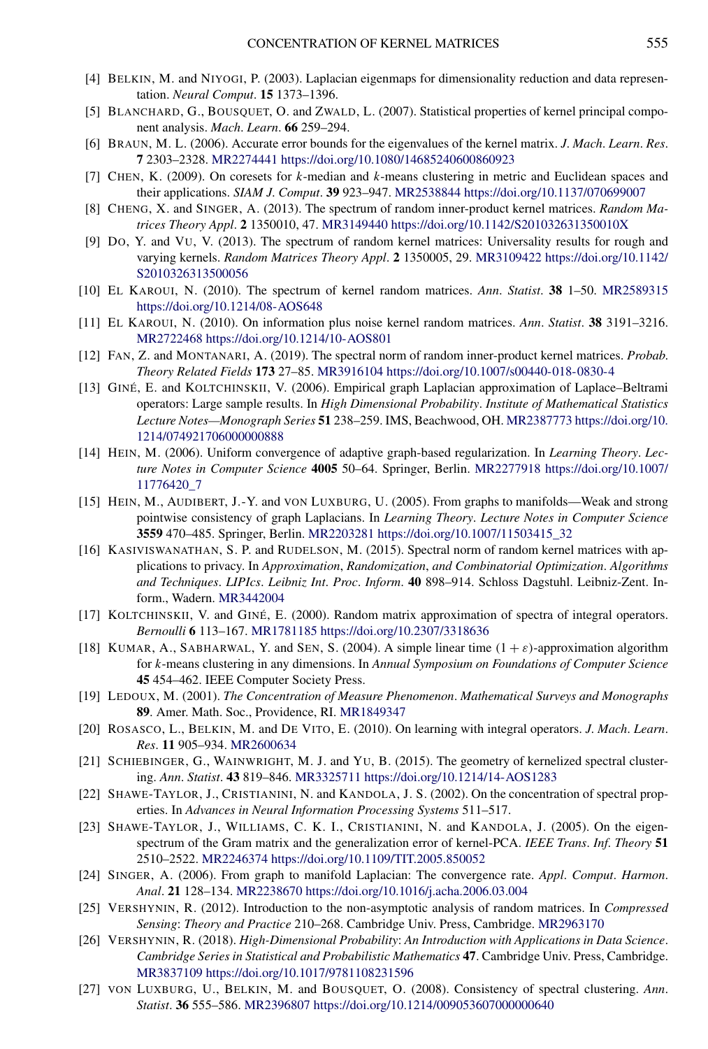[4] BELKIN, M. and NIYOGI, P. (2003). Laplacian eigenmaps for dimensionality reduction and data representation. *Neural Comput*. **15** 1373–1396.

[5] BLANCHARD, G., BOUSQUET, O. and ZWALD, L. (2007). Statistical properties of kernel principal component analysis. *Mach. Learn*. **66** 259–294.

[6] BRAUN, M. L. (2006). Accurate error bounds for the eigenvalues of the kernel matrix. *J. Mach. Learn. Res*. **7** 2303–2328. MR2274441 https://doi.org/10.1080/14685240600860923

[7] CHEN, K. (2009). On coresets for $k$-median and $k$-means clustering in metric and Euclidean spaces and their applications. *SIAM J. Comput*. **39** 923–947. MR2538844 https://doi.org/10.1137/070699007

[8] CHENG, X. and SINGER, A. (2013). The spectrum of random inner-product kernel matrices. *Random Matrices Theory Appl*. **2** 1350010, 47. MR3149440 https://doi.org/10.1142/S201032631350010X

[9] DO, Y. and VU, V. (2013). The spectrum of random kernel matrices: Universality results for rough and varying kernels. *Random Matrices Theory Appl*. **2** 1350005, 29. MR3109422 https://doi.org/10.1142/S2010326313500056

[10] EL KAROUI, N. (2010). The spectrum of kernel random matrices. *Ann. Statist*. **38** 1–50. MR2589315 https://doi.org/10.1214/08-AOS648

[11] EL KAROUI, N. (2010). On information plus noise kernel random matrices. *Ann. Statist*. **38** 3191–3216. MR2722468 https://doi.org/10.1214/10-AOS801

[12] FAN, Z. and MONTANARI, A. (2019). The spectral norm of random inner-product kernel matrices. *Probab. Theory Related Fields* **173** 27–85. MR3916104 https://doi.org/10.1007/s00440-018-0830-4

[13] GINÉ, E. and KOLTCHINSKII, V. (2006). Empirical graph Laplacian approximation of Laplace–Beltrami operators: Large sample results. In *High Dimensional Probability*. *Institute of Mathematical Statistics Lecture Notes—Monograph Series* **51** 238–259. IMS, Beachwood, OH. MR2387773 https://doi.org/10.1214/074921706000000888

[14] HEIN, M. (2006). Uniform convergence of adaptive graph-based regularization. In *Learning Theory*. *Lecture Notes in Computer Science* **4005** 50–64. Springer, Berlin. MR2277918 https://doi.org/10.1007/11776420_7

[15] HEIN, M., AUDIBERT, J.-Y. and VON LUXBURG, U. (2005). From graphs to manifolds—Weak and strong pointwise consistency of graph Laplacians. In *Learning Theory*. *Lecture Notes in Computer Science* **3559** 470–485. Springer, Berlin. MR2203281 https://doi.org/10.1007/11503415_32

[16] KASIVISWANATHAN, S. P. and RUDELSON, M. (2015). Spectral norm of random kernel matrices with applications to privacy. In *Approximation*, *Randomization*, *and Combinatorial Optimization*. *Algorithms and Techniques*. *LIPIcs*. *Leibniz Int*. *Proc*. *Inform*. **40** 898–914. Schloss Dagstuhl. Leibniz-Zent. Inform., Wadern. MR3442004

[17] KOLTCHINSKII, V. and GINÉ, E. (2000). Random matrix approximation of spectra of integral operators. *Bernoulli* **6** 113–167. MR1781185 https://doi.org/10.2307/3318636

[18] KUMAR, A., SABHARWAL, Y. and SEN, S. (2004). A simple linear time $(1+\varepsilon)$-approximation algorithm for $k$-means clustering in any dimensions. In *Annual Symposium on Foundations of Computer Science* **45** 454–462. IEEE Computer Society Press.

[19] LEDOUX, M. (2001). *The Concentration of Measure Phenomenon*. *Mathematical Surveys and Monographs* **89**. Amer. Math. Soc., Providence, RI. MR1849347

[20] ROSASCO, L., BELKIN, M. and DE VITO, E. (2010). On learning with integral operators. *J. Mach. Learn. Res*. **11** 905–934. MR2600634

[21] SCHIEBINGER, G., WAINWRIGHT, M. J. and YU, B. (2015). The geometry of kernelized spectral clustering. *Ann. Statist*. **43** 819–846. MR3325711 https://doi.org/10.1214/14-AOS1283

[22] SHAWE-TAYLOR, J., CRISTIANINI, N. and KANDOLA, J. S. (2002). On the concentration of spectral properties. In *Advances in Neural Information Processing Systems* 511–517.

[23] SHAWE-TAYLOR, J., WILLIAMS, C. K. I., CRISTIANINI, N. and KANDOLA, J. (2005). On the eigenspectrum of the Gram matrix and the generalization error of kernel-PCA. *IEEE Trans. Inf. Theory* **51** 2510–2522. MR2246374 https://doi.org/10.1109/TIT.2005.850052

[24] SINGER, A. (2006). From graph to manifold Laplacian: The convergence rate. *Appl. Comput. Harmon. Anal*. **21** 128–134. MR2238670 https://doi.org/10.1016/j.acha.2006.03.004

[25] VERSHYNIN, R. (2012). Introduction to the non-asymptotic analysis of random matrices. In *Compressed Sensing*: *Theory and Practice* 210–268. Cambridge Univ. Press, Cambridge. MR2963170

[26] VERSHYNIN, R. (2018). *High-Dimensional Probability*: *An Introduction with Applications in Data Science*. *Cambridge Series in Statistical and Probabilistic Mathematics* **47**. Cambridge Univ. Press, Cambridge. MR3837109 https://doi.org/10.1017/9781108231596

[27] VON LUXBURG, U., BELKIN, M. and BOUSQUET, O. (2008). Consistency of spectral clustering. *Ann. Statist*. **36** 555–586. MR2396807 https://doi.org/10.1214/009053607000000640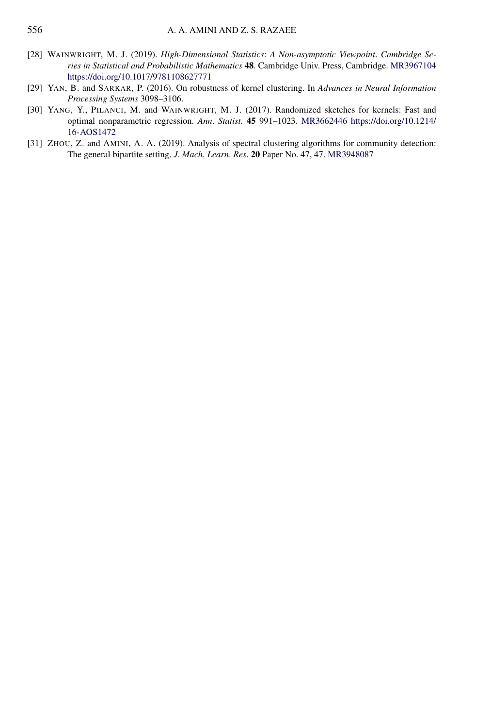[28] WAINWRIGHT, M. J. (2019). *High-Dimensional Statistics: A Non-asymptotic Viewpoint*. *Cambridge Series in Statistical and Probabilistic Mathematics* **48**. Cambridge Univ. Press, Cambridge. MR3967104 https://doi.org/10.1017/9781108627771

[29] YAN, B. and SARKAR, P. (2016). On robustness of kernel clustering. In *Advances in Neural Information Processing Systems* 3098–3106.

[30] YANG, Y., PILANCI, M. and WAINWRIGHT, M. J. (2017). Randomized sketches for kernels: Fast and optimal nonparametric regression. *Ann. Statist.* **45** 991–1023. MR3662446 https://doi.org/10.1214/16-AOS1472

[31] ZHOU, Z. and AMINI, A. A. (2019). Analysis of spectral clustering algorithms for community detection: The general bipartite setting. *J. Mach. Learn. Res.* **20** Paper No. 47, 47. MR3948087